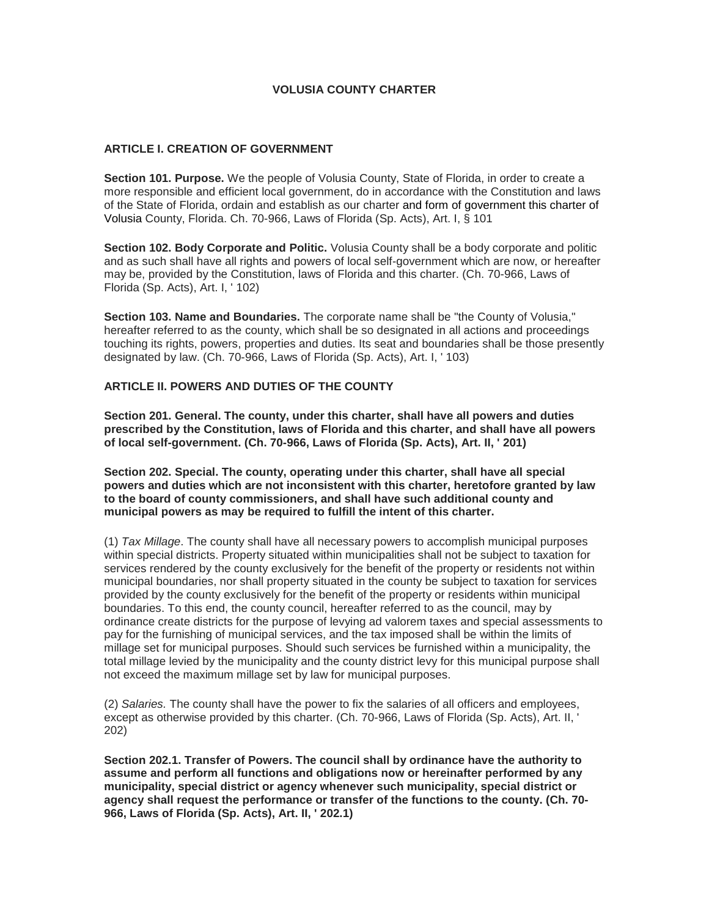# VOLUSIA COUNTY CHARTER

## ARTICLE I. CREATION OF GOVERNMENT

**Section 101. Purpose.** We the people of Volusia County, State of Florida, in order to create a more responsible and efficient local government, do in accordance with the Constitution and laws of the State of Florida, ordain and establish as our charter and form of government this charter of Volusia County, Florida. Ch. 70-966, Laws of Florida (Sp. Acts), Art. I, § 101

**Section 102. Body Corporate and Politic.** Volusia County shall be a body corporate and politic and as such shall have all rights and powers of local self-government which are now, or hereafter may be, provided by the Constitution, laws of Florida and this charter. (Ch. 70-966, Laws of Florida (Sp. Acts), Art. I, ' 102)

**Section 103. Name and Boundaries.** The corporate name shall be "the County of Volusia," hereafter referred to as the county, which shall be so designated in all actions and proceedings touching its rights, powers, properties and duties. Its seat and boundaries shall be those presently designated by law. (Ch. 70-966, Laws of Florida (Sp. Acts), Art. I, ' 103)

## ARTICLE II. POWERS AND DUTIES OF THE COUNTY

**Section 201. General. The county, under this charter, shall have all powers and duties prescribed by the Constitution, laws of Florida and this charter, and shall have all powers of local self-government. (Ch. 70-966, Laws of Florida (Sp. Acts), Art. II, ' 201)**

**Section 202. Special. The county, operating under this charter, shall have all special powers and duties which are not inconsistent with this charter, heretofore granted by law to the board of county commissioners, and shall have such additional county and municipal powers as may be required to fulfill the intent of this charter.**

(1) *Tax Millage*. The county shall have all necessary powers to accomplish municipal purposes within special districts. Property situated within municipalities shall not be subject to taxation for services rendered by the county exclusively for the benefit of the property or residents not within municipal boundaries, nor shall property situated in the county be subject to taxation for services provided by the county exclusively for the benefit of the property or residents within municipal boundaries. To this end, the county council, hereafter referred to as the council, may by ordinance create districts for the purpose of levying ad valorem taxes and special assessments to pay for the furnishing of municipal services, and the tax imposed shall be within the limits of millage set for municipal purposes. Should such services be furnished within a municipality, the total millage levied by the municipality and the county district levy for this municipal purpose shall not exceed the maximum millage set by law for municipal purposes.

(2) *Salaries.* The county shall have the power to fix the salaries of all officers and employees, except as otherwise provided by this charter. (Ch. 70-966, Laws of Florida (Sp. Acts), Art. II, ' 202)

**Section 202.1. Transfer of Powers. The council shall by ordinance have the authority to assume and perform all functions and obligations now or hereinafter performed by any municipality, special district or agency whenever such municipality, special district or agency shall request the performance or transfer of the functions to the county. (Ch. 70-966, Laws of Florida (Sp. Acts), Art. II, ' 202.1)**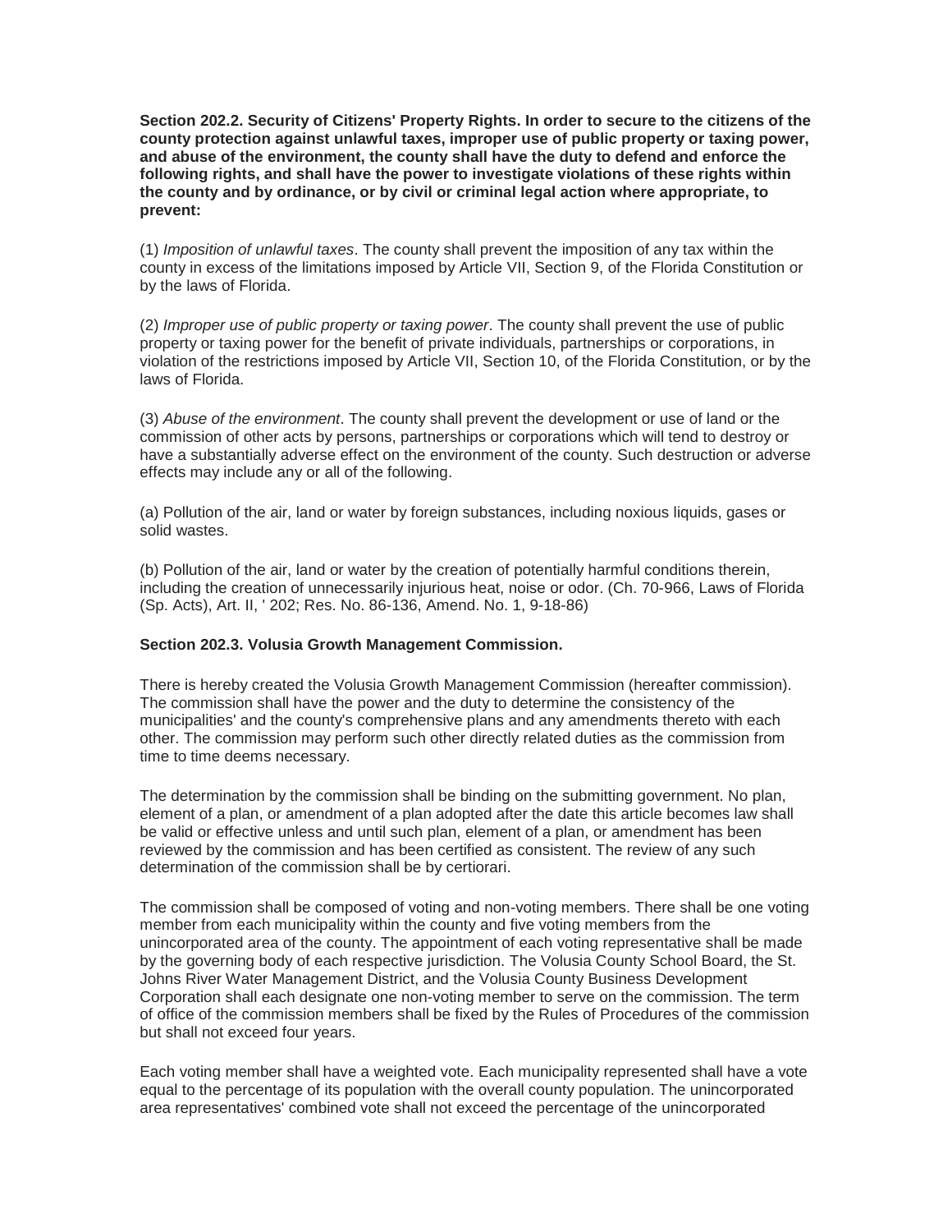**Section 202.2. Security of Citizens' Property Rights. In order to secure to the citizens of the county protection against unlawful taxes, improper use of public property or taxing power, and abuse of the environment, the county shall have the duty to defend and enforce the following rights, and shall have the power to investigate violations of these rights within the county and by ordinance, or by civil or criminal legal action where appropriate, to prevent:**

(1) *Imposition of unlawful taxes*. The county shall prevent the imposition of any tax within the county in excess of the limitations imposed by Article VII, Section 9, of the Florida Constitution or by the laws of Florida.

(2) *Improper use of public property or taxing power*. The county shall prevent the use of public property or taxing power for the benefit of private individuals, partnerships or corporations, in violation of the restrictions imposed by Article VII, Section 10, of the Florida Constitution, or by the laws of Florida.

(3) *Abuse of the environment*. The county shall prevent the development or use of land or the commission of other acts by persons, partnerships or corporations which will tend to destroy or have a substantially adverse effect on the environment of the county. Such destruction or adverse effects may include any or all of the following.

(a) Pollution of the air, land or water by foreign substances, including noxious liquids, gases or solid wastes.

(b) Pollution of the air, land or water by the creation of potentially harmful conditions therein, including the creation of unnecessarily injurious heat, noise or odor. (Ch. 70-966, Laws of Florida (Sp. Acts), Art. II, ' 202; Res. No. 86-136, Amend. No. 1, 9-18-86)

**Section 202.3. Volusia Growth Management Commission.**

There is hereby created the Volusia Growth Management Commission (hereafter commission). The commission shall have the power and the duty to determine the consistency of the municipalities' and the county's comprehensive plans and any amendments thereto with each other. The commission may perform such other directly related duties as the commission from time to time deems necessary.

The determination by the commission shall be binding on the submitting government. No plan, element of a plan, or amendment of a plan adopted after the date this article becomes law shall be valid or effective unless and until such plan, element of a plan, or amendment has been reviewed by the commission and has been certified as consistent. The review of any such determination of the commission shall be by certiorari.

The commission shall be composed of voting and non-voting members. There shall be one voting member from each municipality within the county and five voting members from the unincorporated area of the county. The appointment of each voting representative shall be made by the governing body of each respective jurisdiction. The Volusia County School Board, the St. Johns River Water Management District, and the Volusia County Business Development Corporation shall each designate one non-voting member to serve on the commission. The term of office of the commission members shall be fixed by the Rules of Procedures of the commission but shall not exceed four years.

Each voting member shall have a weighted vote. Each municipality represented shall have a vote equal to the percentage of its population with the overall county population. The unincorporated area representatives' combined vote shall not exceed the percentage of the unincorporated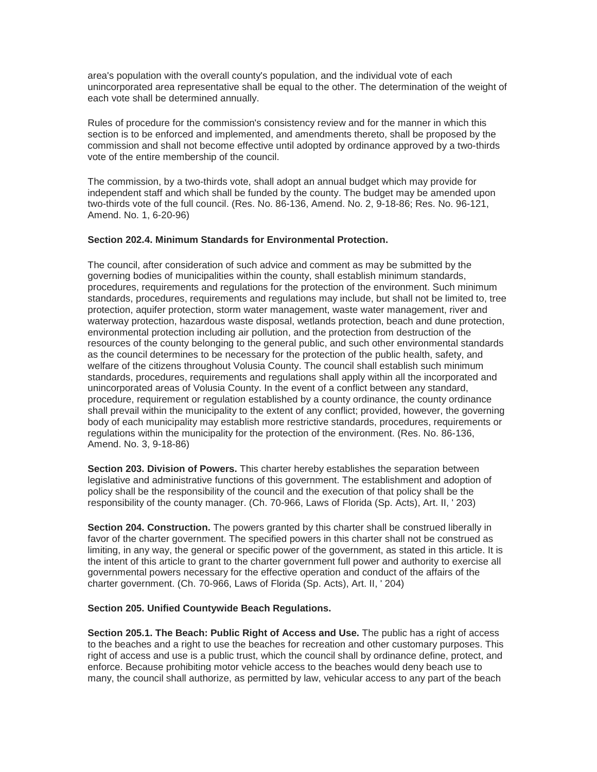area's population with the overall county's population, and the individual vote of each unincorporated area representative shall be equal to the other. The determination of the weight of each vote shall be determined annually.

Rules of procedure for the commission's consistency review and for the manner in which this section is to be enforced and implemented, and amendments thereto, shall be proposed by the commission and shall not become effective until adopted by ordinance approved by a two-thirds vote of the entire membership of the council.

The commission, by a two-thirds vote, shall adopt an annual budget which may provide for independent staff and which shall be funded by the county. The budget may be amended upon two-thirds vote of the full council. (Res. No. 86-136, Amend. No. 2, 9-18-86; Res. No. 96-121, Amend. No. 1, 6-20-96)

**Section 202.4. Minimum Standards for Environmental Protection.**

The council, after consideration of such advice and comment as may be submitted by the governing bodies of municipalities within the county, shall establish minimum standards, procedures, requirements and regulations for the protection of the environment. Such minimum standards, procedures, requirements and regulations may include, but shall not be limited to, tree protection, aquifer protection, storm water management, waste water management, river and waterway protection, hazardous waste disposal, wetlands protection, beach and dune protection, environmental protection including air pollution, and the protection from destruction of the resources of the county belonging to the general public, and such other environmental standards as the council determines to be necessary for the protection of the public health, safety, and welfare of the citizens throughout Volusia County. The council shall establish such minimum standards, procedures, requirements and regulations shall apply within all the incorporated and unincorporated areas of Volusia County. In the event of a conflict between any standard, procedure, requirement or regulation established by a county ordinance, the county ordinance shall prevail within the municipality to the extent of any conflict; provided, however, the governing body of each municipality may establish more restrictive standards, procedures, requirements or regulations within the municipality for the protection of the environment. (Res. No. 86-136, Amend. No. 3, 9-18-86)

**Section 203. Division of Powers.** This charter hereby establishes the separation between legislative and administrative functions of this government. The establishment and adoption of policy shall be the responsibility of the council and the execution of that policy shall be the responsibility of the county manager. (Ch. 70-966, Laws of Florida (Sp. Acts), Art. II, ' 203)

**Section 204. Construction.** The powers granted by this charter shall be construed liberally in favor of the charter government. The specified powers in this charter shall not be construed as limiting, in any way, the general or specific power of the government, as stated in this article. It is the intent of this article to grant to the charter government full power and authority to exercise all governmental powers necessary for the effective operation and conduct of the affairs of the charter government. (Ch. 70-966, Laws of Florida (Sp. Acts), Art. II, ' 204)

**Section 205. Unified Countywide Beach Regulations.**

**Section 205.1. The Beach: Public Right of Access and Use.** The public has a right of access to the beaches and a right to use the beaches for recreation and other customary purposes. This right of access and use is a public trust, which the council shall by ordinance define, protect, and enforce. Because prohibiting motor vehicle access to the beaches would deny beach use to many, the council shall authorize, as permitted by law, vehicular access to any part of the beach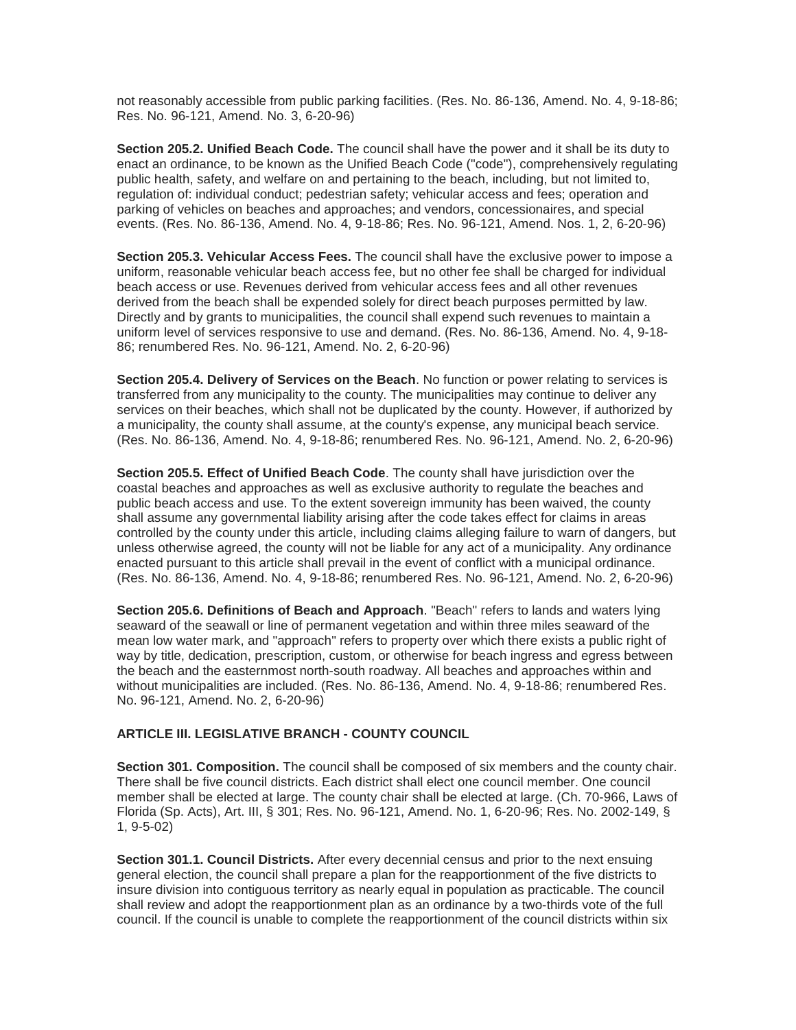not reasonably accessible from public parking facilities. (Res. No. 86-136, Amend. No. 4, 9-18-86; Res. No. 96-121, Amend. No. 3, 6-20-96)

**Section 205.2. Unified Beach Code.** The council shall have the power and it shall be its duty to enact an ordinance, to be known as the Unified Beach Code ("code"), comprehensively regulating public health, safety, and welfare on and pertaining to the beach, including, but not limited to, regulation of: individual conduct; pedestrian safety; vehicular access and fees; operation and parking of vehicles on beaches and approaches; and vendors, concessionaires, and special events. (Res. No. 86-136, Amend. No. 4, 9-18-86; Res. No. 96-121, Amend. Nos. 1, 2, 6-20-96)

**Section 205.3. Vehicular Access Fees.** The council shall have the exclusive power to impose a uniform, reasonable vehicular beach access fee, but no other fee shall be charged for individual beach access or use. Revenues derived from vehicular access fees and all other revenues derived from the beach shall be expended solely for direct beach purposes permitted by law. Directly and by grants to municipalities, the council shall expend such revenues to maintain a uniform level of services responsive to use and demand. (Res. No. 86-136, Amend. No. 4, 9-18-86; renumbered Res. No. 96-121, Amend. No. 2, 6-20-96)

**Section 205.4. Delivery of Services on the Beach**. No function or power relating to services is transferred from any municipality to the county. The municipalities may continue to deliver any services on their beaches, which shall not be duplicated by the county. However, if authorized by a municipality, the county shall assume, at the county's expense, any municipal beach service. (Res. No. 86-136, Amend. No. 4, 9-18-86; renumbered Res. No. 96-121, Amend. No. 2, 6-20-96)

**Section 205.5. Effect of Unified Beach Code**. The county shall have jurisdiction over the coastal beaches and approaches as well as exclusive authority to regulate the beaches and public beach access and use. To the extent sovereign immunity has been waived, the county shall assume any governmental liability arising after the code takes effect for claims in areas controlled by the county under this article, including claims alleging failure to warn of dangers, but unless otherwise agreed, the county will not be liable for any act of a municipality. Any ordinance enacted pursuant to this article shall prevail in the event of conflict with a municipal ordinance. (Res. No. 86-136, Amend. No. 4, 9-18-86; renumbered Res. No. 96-121, Amend. No. 2, 6-20-96)

**Section 205.6. Definitions of Beach and Approach**. "Beach" refers to lands and waters lying seaward of the seawall or line of permanent vegetation and within three miles seaward of the mean low water mark, and "approach" refers to property over which there exists a public right of way by title, dedication, prescription, custom, or otherwise for beach ingress and egress between the beach and the easternmost north-south roadway. All beaches and approaches within and without municipalities are included. (Res. No. 86-136, Amend. No. 4, 9-18-86; renumbered Res. No. 96-121, Amend. No. 2, 6-20-96)

## ARTICLE III. LEGISLATIVE BRANCH - COUNTY COUNCIL

**Section 301. Composition.** The council shall be composed of six members and the county chair. There shall be five council districts. Each district shall elect one council member. One council member shall be elected at large. The county chair shall be elected at large. (Ch. 70-966, Laws of Florida (Sp. Acts), Art. III, § 301; Res. No. 96-121, Amend. No. 1, 6-20-96; Res. No. 2002-149, § 1, 9-5-02)

**Section 301.1. Council Districts.** After every decennial census and prior to the next ensuing general election, the council shall prepare a plan for the reapportionment of the five districts to insure division into contiguous territory as nearly equal in population as practicable. The council shall review and adopt the reapportionment plan as an ordinance by a two-thirds vote of the full council. If the council is unable to complete the reapportionment of the council districts within six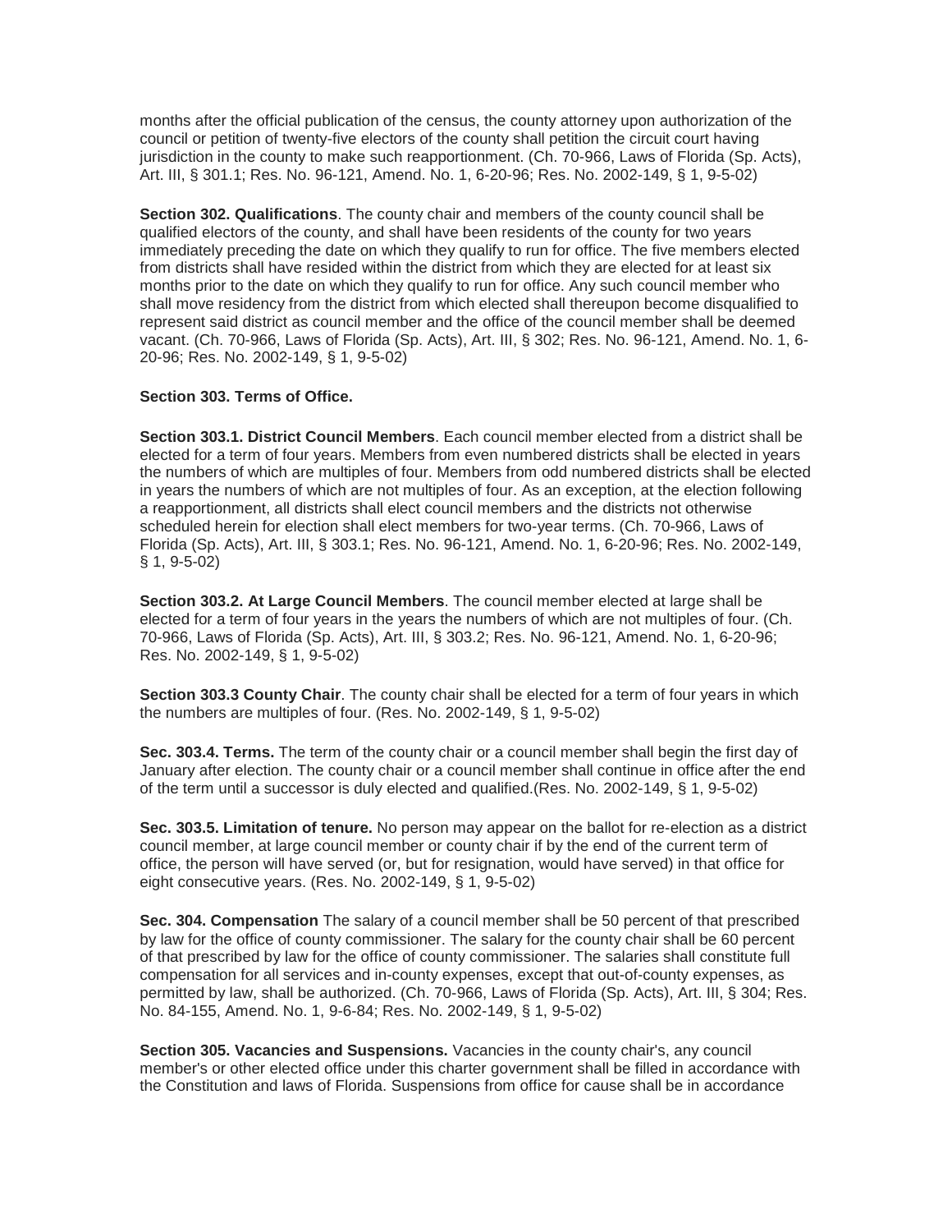months after the official publication of the census, the county attorney upon authorization of the council or petition of twenty-five electors of the county shall petition the circuit court having jurisdiction in the county to make such reapportionment. (Ch. 70-966, Laws of Florida (Sp. Acts), Art. III, § 301.1; Res. No. 96-121, Amend. No. 1, 6-20-96; Res. No. 2002-149, § 1, 9-5-02)

**Section 302. Qualifications**. The county chair and members of the county council shall be qualified electors of the county, and shall have been residents of the county for two years immediately preceding the date on which they qualify to run for office. The five members elected from districts shall have resided within the district from which they are elected for at least six months prior to the date on which they qualify to run for office. Any such council member who shall move residency from the district from which elected shall thereupon become disqualified to represent said district as council member and the office of the council member shall be deemed vacant. (Ch. 70-966, Laws of Florida (Sp. Acts), Art. III, § 302; Res. No. 96-121, Amend. No. 1, 6-20-96; Res. No. 2002-149, § 1, 9-5-02)

**Section 303. Terms of Office.**

**Section 303.1. District Council Members**. Each council member elected from a district shall be elected for a term of four years. Members from even numbered districts shall be elected in years the numbers of which are multiples of four. Members from odd numbered districts shall be elected in years the numbers of which are not multiples of four. As an exception, at the election following a reapportionment, all districts shall elect council members and the districts not otherwise scheduled herein for election shall elect members for two-year terms. (Ch. 70-966, Laws of Florida (Sp. Acts), Art. III, § 303.1; Res. No. 96-121, Amend. No. 1, 6-20-96; Res. No. 2002-149, § 1, 9-5-02)

**Section 303.2. At Large Council Members**. The council member elected at large shall be elected for a term of four years in the years the numbers of which are not multiples of four. (Ch. 70-966, Laws of Florida (Sp. Acts), Art. III, § 303.2; Res. No. 96-121, Amend. No. 1, 6-20-96; Res. No. 2002-149, § 1, 9-5-02)

**Section 303.3 County Chair**. The county chair shall be elected for a term of four years in which the numbers are multiples of four. (Res. No. 2002-149, § 1, 9-5-02)

**Sec. 303.4. Terms.** The term of the county chair or a council member shall begin the first day of January after election. The county chair or a council member shall continue in office after the end of the term until a successor is duly elected and qualified.(Res. No. 2002-149, § 1, 9-5-02)

**Sec. 303.5. Limitation of tenure.** No person may appear on the ballot for re-election as a district council member, at large council member or county chair if by the end of the current term of office, the person will have served (or, but for resignation, would have served) in that office for eight consecutive years. (Res. No. 2002-149, § 1, 9-5-02)

**Sec. 304. Compensation** The salary of a council member shall be 50 percent of that prescribed by law for the office of county commissioner. The salary for the county chair shall be 60 percent of that prescribed by law for the office of county commissioner. The salaries shall constitute full compensation for all services and in-county expenses, except that out-of-county expenses, as permitted by law, shall be authorized. (Ch. 70-966, Laws of Florida (Sp. Acts), Art. III, § 304; Res. No. 84-155, Amend. No. 1, 9-6-84; Res. No. 2002-149, § 1, 9-5-02)

**Section 305. Vacancies and Suspensions.** Vacancies in the county chair's, any council member's or other elected office under this charter government shall be filled in accordance with the Constitution and laws of Florida. Suspensions from office for cause shall be in accordance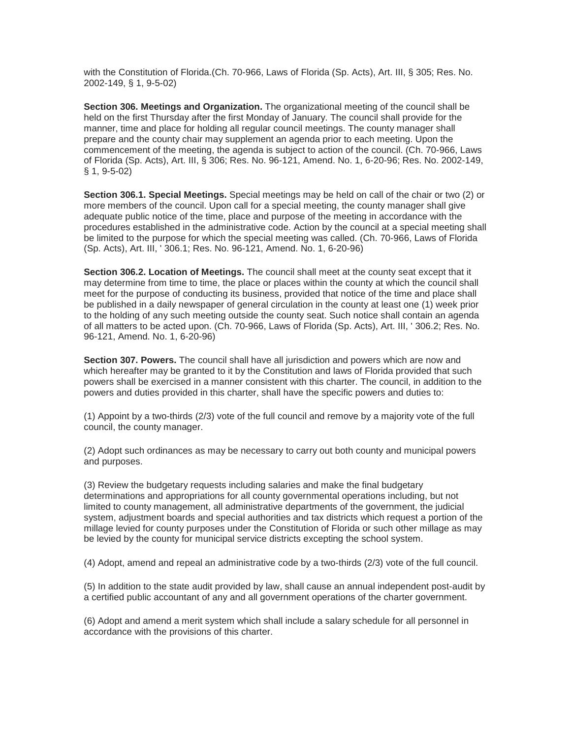with the Constitution of Florida.(Ch. 70-966, Laws of Florida (Sp. Acts), Art. III, § 305; Res. No. 2002-149, § 1, 9-5-02)

**Section 306. Meetings and Organization.** The organizational meeting of the council shall be held on the first Thursday after the first Monday of January. The council shall provide for the manner, time and place for holding all regular council meetings. The county manager shall prepare and the county chair may supplement an agenda prior to each meeting. Upon the commencement of the meeting, the agenda is subject to action of the council. (Ch. 70-966, Laws of Florida (Sp. Acts), Art. III, § 306; Res. No. 96-121, Amend. No. 1, 6-20-96; Res. No. 2002-149, § 1, 9-5-02)

**Section 306.1. Special Meetings.** Special meetings may be held on call of the chair or two (2) or more members of the council. Upon call for a special meeting, the county manager shall give adequate public notice of the time, place and purpose of the meeting in accordance with the procedures established in the administrative code. Action by the council at a special meeting shall be limited to the purpose for which the special meeting was called. (Ch. 70-966, Laws of Florida (Sp. Acts), Art. III, ' 306.1; Res. No. 96-121, Amend. No. 1, 6-20-96)

**Section 306.2. Location of Meetings.** The council shall meet at the county seat except that it may determine from time to time, the place or places within the county at which the council shall meet for the purpose of conducting its business, provided that notice of the time and place shall be published in a daily newspaper of general circulation in the county at least one (1) week prior to the holding of any such meeting outside the county seat. Such notice shall contain an agenda of all matters to be acted upon. (Ch. 70-966, Laws of Florida (Sp. Acts), Art. III, ' 306.2; Res. No. 96-121, Amend. No. 1, 6-20-96)

**Section 307. Powers.** The council shall have all jurisdiction and powers which are now and which hereafter may be granted to it by the Constitution and laws of Florida provided that such powers shall be exercised in a manner consistent with this charter. The council, in addition to the powers and duties provided in this charter, shall have the specific powers and duties to:

(1) Appoint by a two-thirds (2/3) vote of the full council and remove by a majority vote of the full council, the county manager.

(2) Adopt such ordinances as may be necessary to carry out both county and municipal powers and purposes.

(3) Review the budgetary requests including salaries and make the final budgetary determinations and appropriations for all county governmental operations including, but not limited to county management, all administrative departments of the government, the judicial system, adjustment boards and special authorities and tax districts which request a portion of the millage levied for county purposes under the Constitution of Florida or such other millage as may be levied by the county for municipal service districts excepting the school system.

(4) Adopt, amend and repeal an administrative code by a two-thirds (2/3) vote of the full council.

(5) In addition to the state audit provided by law, shall cause an annual independent post-audit by a certified public accountant of any and all government operations of the charter government.

(6) Adopt and amend a merit system which shall include a salary schedule for all personnel in accordance with the provisions of this charter.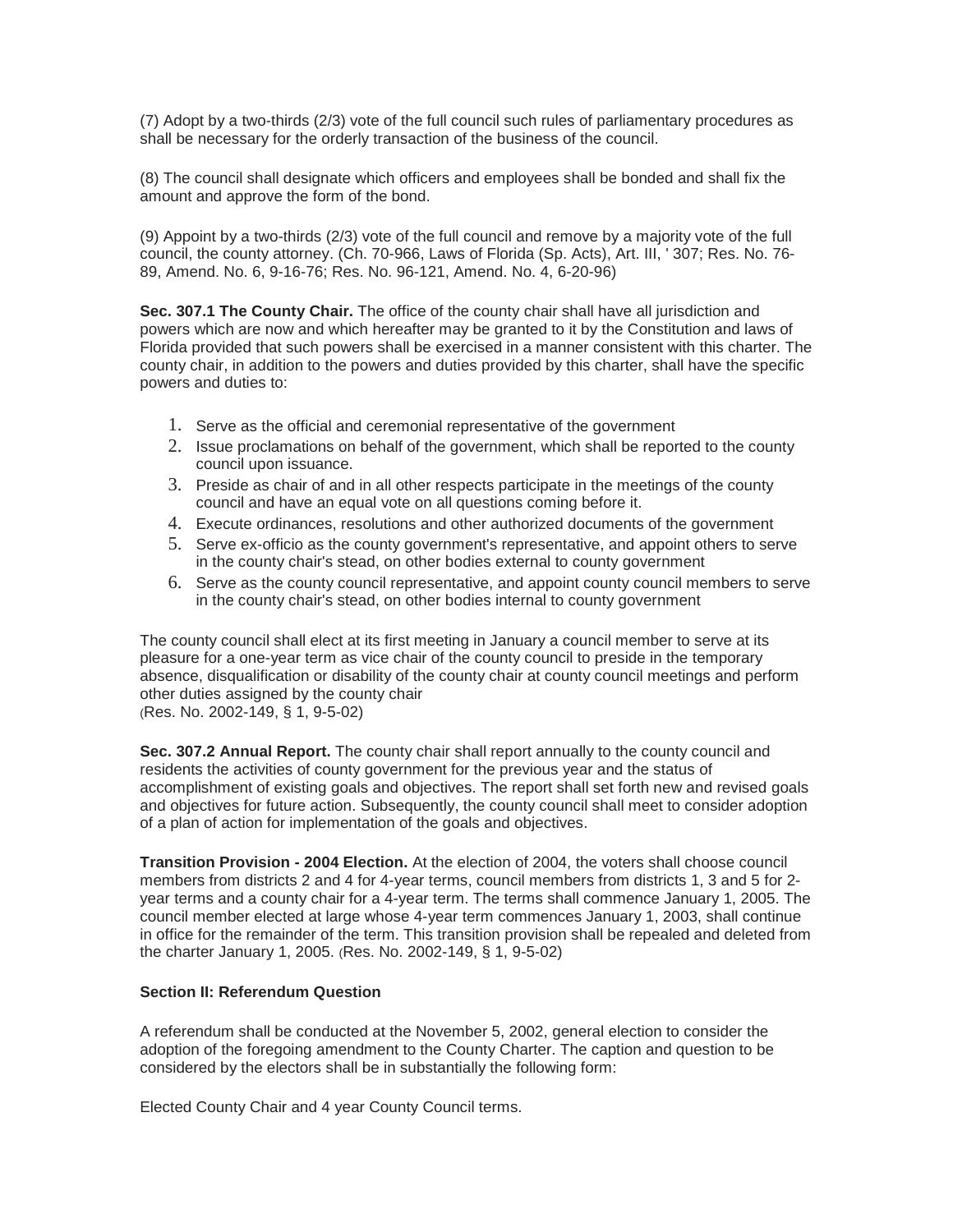(7) Adopt by a two-thirds (2/3) vote of the full council such rules of parliamentary procedures as shall be necessary for the orderly transaction of the business of the council.

(8) The council shall designate which officers and employees shall be bonded and shall fix the amount and approve the form of the bond.

(9) Appoint by a two-thirds (2/3) vote of the full council and remove by a majority vote of the full council, the county attorney. (Ch. 70-966, Laws of Florida (Sp. Acts), Art. III, ' 307; Res. No. 76-89, Amend. No. 6, 9-16-76; Res. No. 96-121, Amend. No. 4, 6-20-96)

**Sec. 307.1 The County Chair.** The office of the county chair shall have all jurisdiction and powers which are now and which hereafter may be granted to it by the Constitution and laws of Florida provided that such powers shall be exercised in a manner consistent with this charter. The county chair, in addition to the powers and duties provided by this charter, shall have the specific powers and duties to:

1. Serve as the official and ceremonial representative of the government
2. Issue proclamations on behalf of the government, which shall be reported to the county council upon issuance.
3. Preside as chair of and in all other respects participate in the meetings of the county council and have an equal vote on all questions coming before it.
4. Execute ordinances, resolutions and other authorized documents of the government
5. Serve ex-officio as the county government's representative, and appoint others to serve in the county chair's stead, on other bodies external to county government
6. Serve as the county council representative, and appoint county council members to serve in the county chair's stead, on other bodies internal to county government

The county council shall elect at its first meeting in January a council member to serve at its pleasure for a one-year term as vice chair of the county council to preside in the temporary absence, disqualification or disability of the county chair at county council meetings and perform other duties assigned by the county chair
(Res. No. 2002-149, § 1, 9-5-02)

**Sec. 307.2 Annual Report.** The county chair shall report annually to the county council and residents the activities of county government for the previous year and the status of accomplishment of existing goals and objectives. The report shall set forth new and revised goals and objectives for future action. Subsequently, the county council shall meet to consider adoption of a plan of action for implementation of the goals and objectives.

**Transition Provision - 2004 Election.** At the election of 2004, the voters shall choose council members from districts 2 and 4 for 4-year terms, council members from districts 1, 3 and 5 for 2-year terms and a county chair for a 4-year term. The terms shall commence January 1, 2005. The council member elected at large whose 4-year term commences January 1, 2003, shall continue in office for the remainder of the term. This transition provision shall be repealed and deleted from the charter January 1, 2005. (Res. No. 2002-149, § 1, 9-5-02)

**Section II: Referendum Question**

A referendum shall be conducted at the November 5, 2002, general election to consider the adoption of the foregoing amendment to the County Charter. The caption and question to be considered by the electors shall be in substantially the following form:

Elected County Chair and 4 year County Council terms.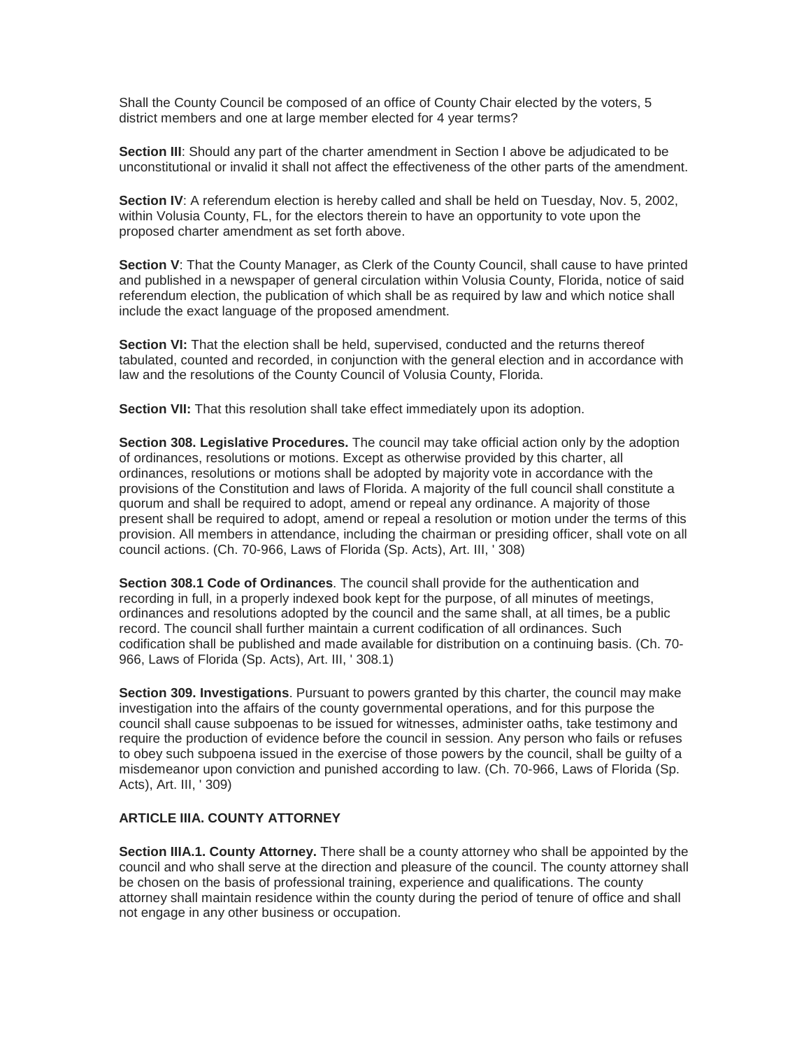Shall the County Council be composed of an office of County Chair elected by the voters, 5 district members and one at large member elected for 4 year terms?

**Section III**: Should any part of the charter amendment in Section I above be adjudicated to be unconstitutional or invalid it shall not affect the effectiveness of the other parts of the amendment.

**Section IV**: A referendum election is hereby called and shall be held on Tuesday, Nov. 5, 2002, within Volusia County, FL, for the electors therein to have an opportunity to vote upon the proposed charter amendment as set forth above.

**Section V**: That the County Manager, as Clerk of the County Council, shall cause to have printed and published in a newspaper of general circulation within Volusia County, Florida, notice of said referendum election, the publication of which shall be as required by law and which notice shall include the exact language of the proposed amendment.

**Section VI:** That the election shall be held, supervised, conducted and the returns thereof tabulated, counted and recorded, in conjunction with the general election and in accordance with law and the resolutions of the County Council of Volusia County, Florida.

**Section VII:** That this resolution shall take effect immediately upon its adoption.

**Section 308. Legislative Procedures.** The council may take official action only by the adoption of ordinances, resolutions or motions. Except as otherwise provided by this charter, all ordinances, resolutions or motions shall be adopted by majority vote in accordance with the provisions of the Constitution and laws of Florida. A majority of the full council shall constitute a quorum and shall be required to adopt, amend or repeal any ordinance. A majority of those present shall be required to adopt, amend or repeal a resolution or motion under the terms of this provision. All members in attendance, including the chairman or presiding officer, shall vote on all council actions. (Ch. 70-966, Laws of Florida (Sp. Acts), Art. III, ' 308)

**Section 308.1 Code of Ordinances**. The council shall provide for the authentication and recording in full, in a properly indexed book kept for the purpose, of all minutes of meetings, ordinances and resolutions adopted by the council and the same shall, at all times, be a public record. The council shall further maintain a current codification of all ordinances. Such codification shall be published and made available for distribution on a continuing basis. (Ch. 70-966, Laws of Florida (Sp. Acts), Art. III, ' 308.1)

**Section 309. Investigations**. Pursuant to powers granted by this charter, the council may make investigation into the affairs of the county governmental operations, and for this purpose the council shall cause subpoenas to be issued for witnesses, administer oaths, take testimony and require the production of evidence before the council in session. Any person who fails or refuses to obey such subpoena issued in the exercise of those powers by the council, shall be guilty of a misdemeanor upon conviction and punished according to law. (Ch. 70-966, Laws of Florida (Sp. Acts), Art. III, ' 309)

## ARTICLE IIIA. COUNTY ATTORNEY

**Section IIIA.1. County Attorney.** There shall be a county attorney who shall be appointed by the council and who shall serve at the direction and pleasure of the council. The county attorney shall be chosen on the basis of professional training, experience and qualifications. The county attorney shall maintain residence within the county during the period of tenure of office and shall not engage in any other business or occupation.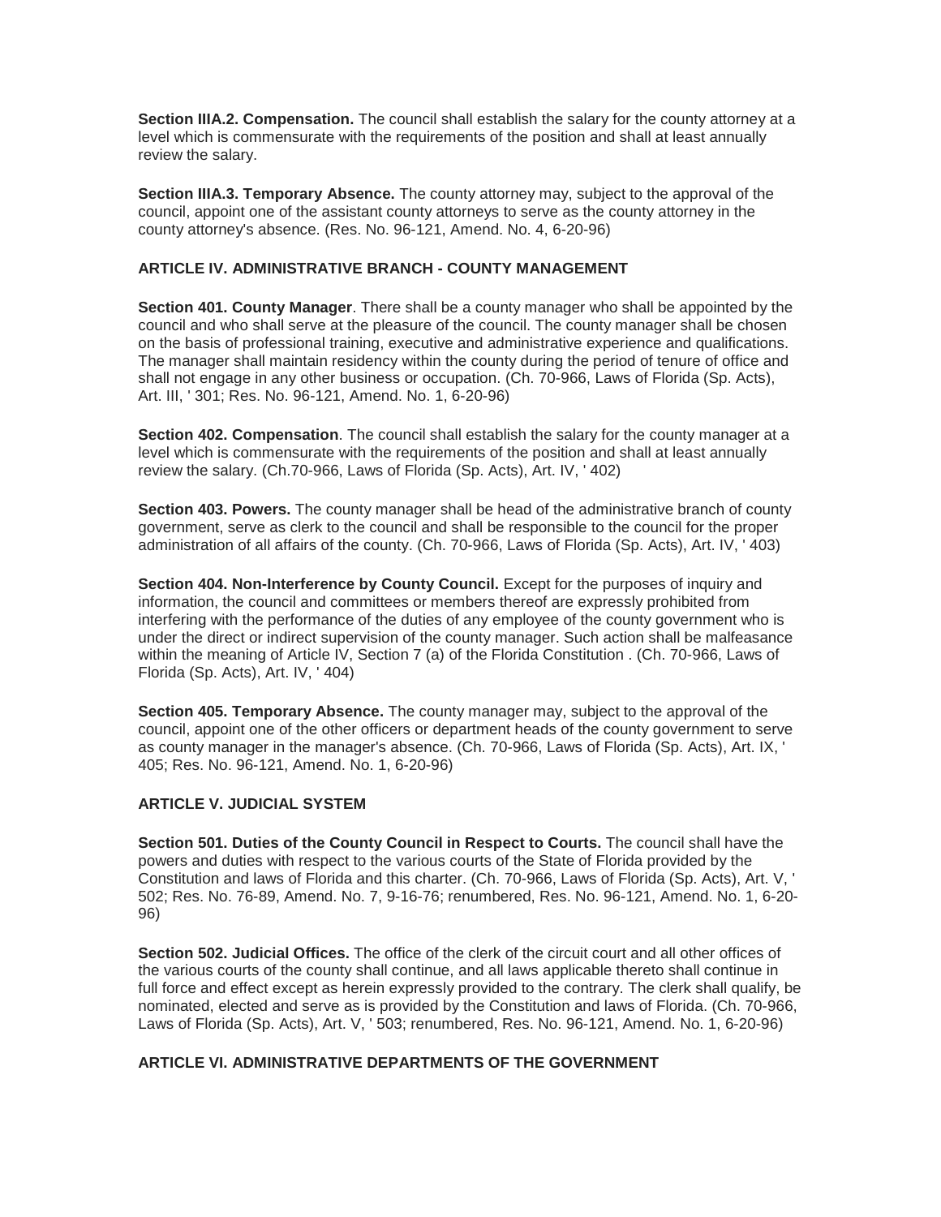**Section IIIA.2. Compensation.** The council shall establish the salary for the county attorney at a level which is commensurate with the requirements of the position and shall at least annually review the salary.

**Section IIIA.3. Temporary Absence.** The county attorney may, subject to the approval of the council, appoint one of the assistant county attorneys to serve as the county attorney in the county attorney's absence. (Res. No. 96-121, Amend. No. 4, 6-20-96)

### ARTICLE IV. ADMINISTRATIVE BRANCH - COUNTY MANAGEMENT

**Section 401. County Manager**. There shall be a county manager who shall be appointed by the council and who shall serve at the pleasure of the council. The county manager shall be chosen on the basis of professional training, executive and administrative experience and qualifications. The manager shall maintain residency within the county during the period of tenure of office and shall not engage in any other business or occupation. (Ch. 70-966, Laws of Florida (Sp. Acts), Art. III, ' 301; Res. No. 96-121, Amend. No. 1, 6-20-96)

**Section 402. Compensation**. The council shall establish the salary for the county manager at a level which is commensurate with the requirements of the position and shall at least annually review the salary. (Ch.70-966, Laws of Florida (Sp. Acts), Art. IV, ' 402)

**Section 403. Powers.** The county manager shall be head of the administrative branch of county government, serve as clerk to the council and shall be responsible to the council for the proper administration of all affairs of the county. (Ch. 70-966, Laws of Florida (Sp. Acts), Art. IV, ' 403)

**Section 404. Non-Interference by County Council.** Except for the purposes of inquiry and information, the council and committees or members thereof are expressly prohibited from interfering with the performance of the duties of any employee of the county government who is under the direct or indirect supervision of the county manager. Such action shall be malfeasance within the meaning of Article IV, Section 7 (a) of the Florida Constitution . (Ch. 70-966, Laws of Florida (Sp. Acts), Art. IV, ' 404)

**Section 405. Temporary Absence.** The county manager may, subject to the approval of the council, appoint one of the other officers or department heads of the county government to serve as county manager in the manager's absence. (Ch. 70-966, Laws of Florida (Sp. Acts), Art. IX, ' 405; Res. No. 96-121, Amend. No. 1, 6-20-96)

### ARTICLE V. JUDICIAL SYSTEM

**Section 501. Duties of the County Council in Respect to Courts.** The council shall have the powers and duties with respect to the various courts of the State of Florida provided by the Constitution and laws of Florida and this charter. (Ch. 70-966, Laws of Florida (Sp. Acts), Art. V, ' 502; Res. No. 76-89, Amend. No. 7, 9-16-76; renumbered, Res. No. 96-121, Amend. No. 1, 6-20-96)

**Section 502. Judicial Offices.** The office of the clerk of the circuit court and all other offices of the various courts of the county shall continue, and all laws applicable thereto shall continue in full force and effect except as herein expressly provided to the contrary. The clerk shall qualify, be nominated, elected and serve as is provided by the Constitution and laws of Florida. (Ch. 70-966, Laws of Florida (Sp. Acts), Art. V, ' 503; renumbered, Res. No. 96-121, Amend. No. 1, 6-20-96)

### ARTICLE VI. ADMINISTRATIVE DEPARTMENTS OF THE GOVERNMENT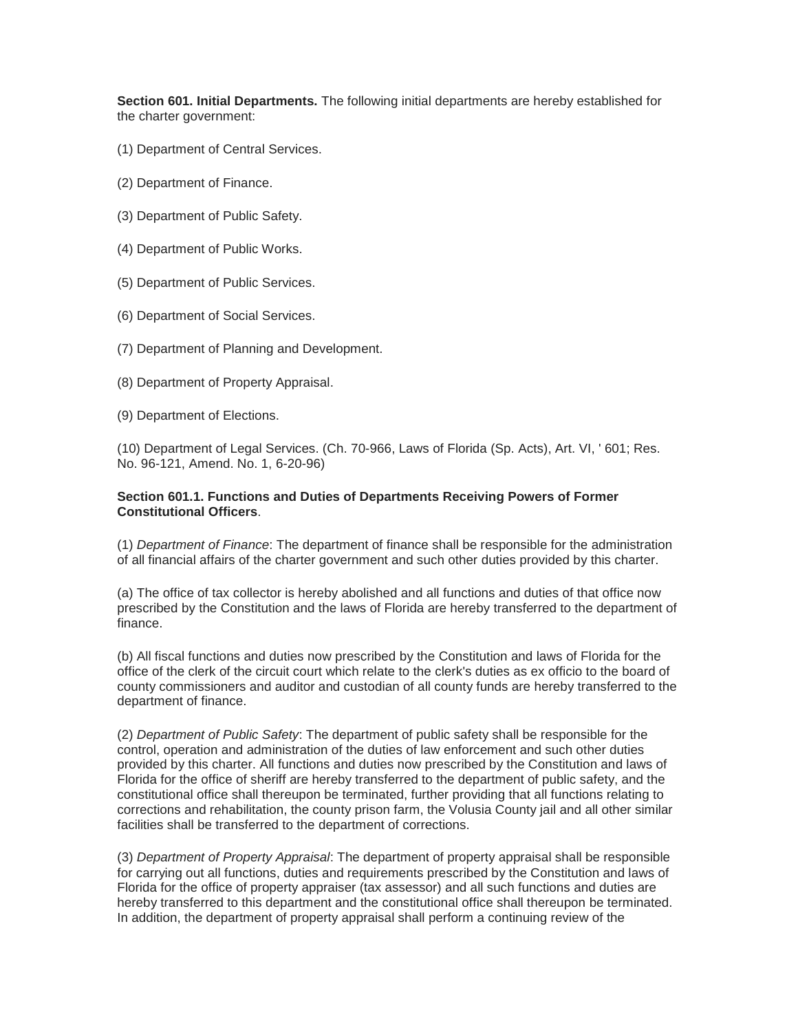**Section 601. Initial Departments.** The following initial departments are hereby established for the charter government:

(1) Department of Central Services.

(2) Department of Finance.

(3) Department of Public Safety.

(4) Department of Public Works.

(5) Department of Public Services.

(6) Department of Social Services.

(7) Department of Planning and Development.

(8) Department of Property Appraisal.

(9) Department of Elections.

(10) Department of Legal Services. (Ch. 70-966, Laws of Florida (Sp. Acts), Art. VI, ' 601; Res. No. 96-121, Amend. No. 1, 6-20-96)

**Section 601.1. Functions and Duties of Departments Receiving Powers of Former Constitutional Officers**.

(1) *Department of Finance*: The department of finance shall be responsible for the administration of all financial affairs of the charter government and such other duties provided by this charter.

(a) The office of tax collector is hereby abolished and all functions and duties of that office now prescribed by the Constitution and the laws of Florida are hereby transferred to the department of finance.

(b) All fiscal functions and duties now prescribed by the Constitution and laws of Florida for the office of the clerk of the circuit court which relate to the clerk's duties as ex officio to the board of county commissioners and auditor and custodian of all county funds are hereby transferred to the department of finance.

(2) *Department of Public Safety*: The department of public safety shall be responsible for the control, operation and administration of the duties of law enforcement and such other duties provided by this charter. All functions and duties now prescribed by the Constitution and laws of Florida for the office of sheriff are hereby transferred to the department of public safety, and the constitutional office shall thereupon be terminated, further providing that all functions relating to corrections and rehabilitation, the county prison farm, the Volusia County jail and all other similar facilities shall be transferred to the department of corrections.

(3) *Department of Property Appraisal*: The department of property appraisal shall be responsible for carrying out all functions, duties and requirements prescribed by the Constitution and laws of Florida for the office of property appraiser (tax assessor) and all such functions and duties are hereby transferred to this department and the constitutional office shall thereupon be terminated. In addition, the department of property appraisal shall perform a continuing review of the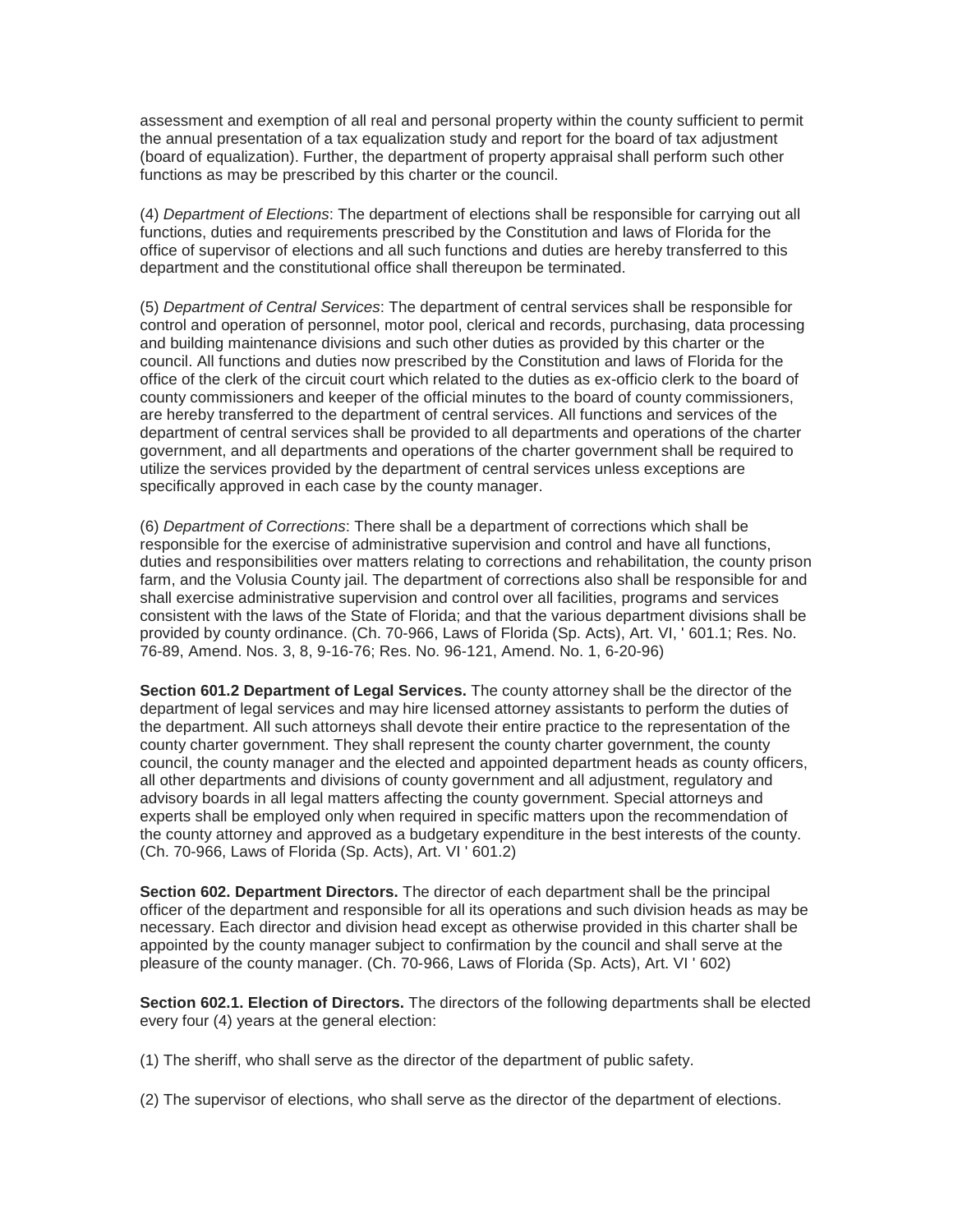assessment and exemption of all real and personal property within the county sufficient to permit the annual presentation of a tax equalization study and report for the board of tax adjustment (board of equalization). Further, the department of property appraisal shall perform such other functions as may be prescribed by this charter or the council.

(4) *Department of Elections*: The department of elections shall be responsible for carrying out all functions, duties and requirements prescribed by the Constitution and laws of Florida for the office of supervisor of elections and all such functions and duties are hereby transferred to this department and the constitutional office shall thereupon be terminated.

(5) *Department of Central Services*: The department of central services shall be responsible for control and operation of personnel, motor pool, clerical and records, purchasing, data processing and building maintenance divisions and such other duties as provided by this charter or the council. All functions and duties now prescribed by the Constitution and laws of Florida for the office of the clerk of the circuit court which related to the duties as ex-officio clerk to the board of county commissioners and keeper of the official minutes to the board of county commissioners, are hereby transferred to the department of central services. All functions and services of the department of central services shall be provided to all departments and operations of the charter government, and all departments and operations of the charter government shall be required to utilize the services provided by the department of central services unless exceptions are specifically approved in each case by the county manager.

(6) *Department of Corrections*: There shall be a department of corrections which shall be responsible for the exercise of administrative supervision and control and have all functions, duties and responsibilities over matters relating to corrections and rehabilitation, the county prison farm, and the Volusia County jail. The department of corrections also shall be responsible for and shall exercise administrative supervision and control over all facilities, programs and services consistent with the laws of the State of Florida; and that the various department divisions shall be provided by county ordinance. (Ch. 70-966, Laws of Florida (Sp. Acts), Art. VI, ' 601.1; Res. No. 76-89, Amend. Nos. 3, 8, 9-16-76; Res. No. 96-121, Amend. No. 1, 6-20-96)

**Section 601.2 Department of Legal Services.** The county attorney shall be the director of the department of legal services and may hire licensed attorney assistants to perform the duties of the department. All such attorneys shall devote their entire practice to the representation of the county charter government. They shall represent the county charter government, the county council, the county manager and the elected and appointed department heads as county officers, all other departments and divisions of county government and all adjustment, regulatory and advisory boards in all legal matters affecting the county government. Special attorneys and experts shall be employed only when required in specific matters upon the recommendation of the county attorney and approved as a budgetary expenditure in the best interests of the county. (Ch. 70-966, Laws of Florida (Sp. Acts), Art. VI ' 601.2)

**Section 602. Department Directors.** The director of each department shall be the principal officer of the department and responsible for all its operations and such division heads as may be necessary. Each director and division head except as otherwise provided in this charter shall be appointed by the county manager subject to confirmation by the council and shall serve at the pleasure of the county manager. (Ch. 70-966, Laws of Florida (Sp. Acts), Art. VI ' 602)

**Section 602.1. Election of Directors.** The directors of the following departments shall be elected every four (4) years at the general election:

(1) The sheriff, who shall serve as the director of the department of public safety.

(2) The supervisor of elections, who shall serve as the director of the department of elections.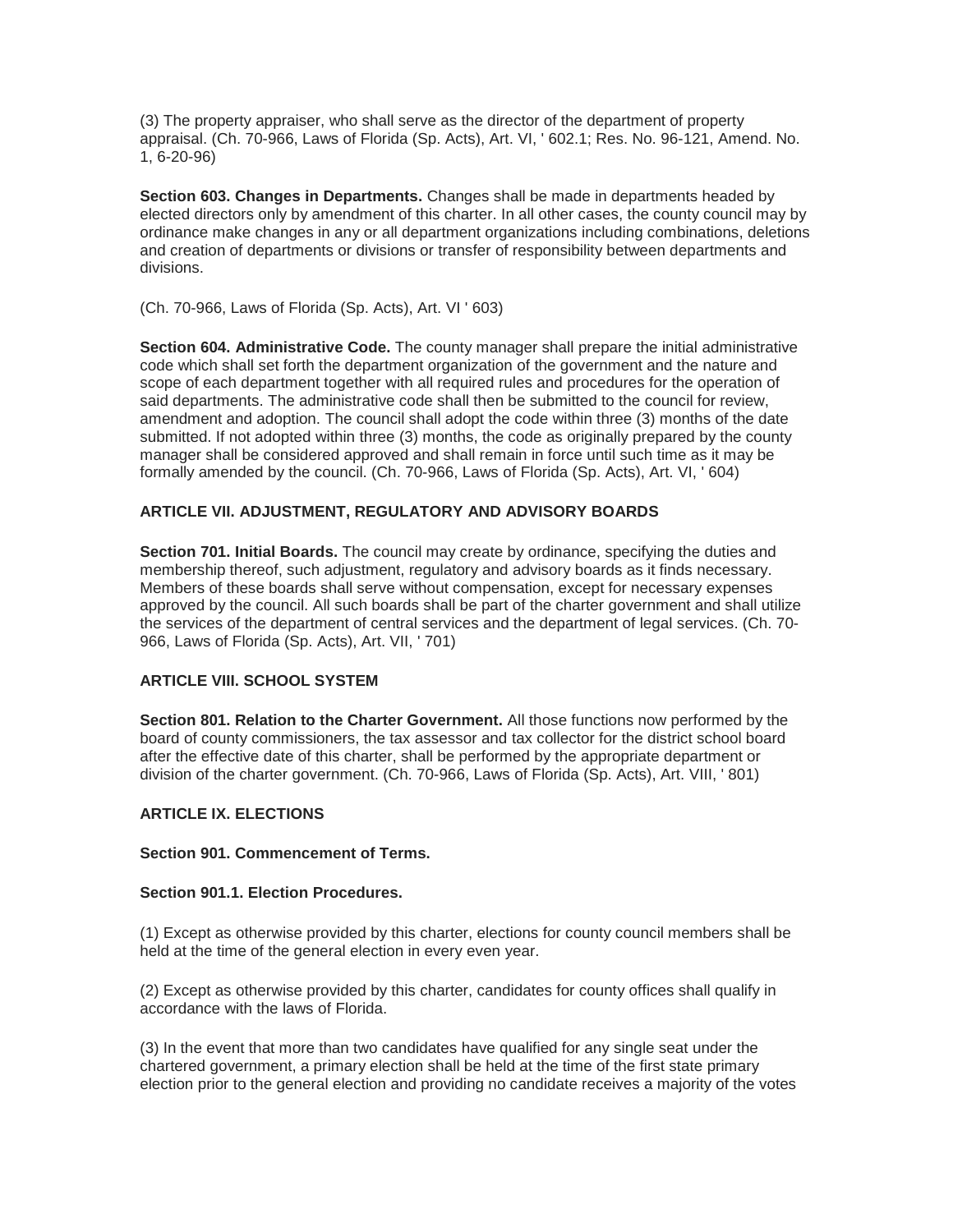(3) The property appraiser, who shall serve as the director of the department of property appraisal. (Ch. 70-966, Laws of Florida (Sp. Acts), Art. VI, ' 602.1; Res. No. 96-121, Amend. No. 1, 6-20-96)

**Section 603. Changes in Departments.** Changes shall be made in departments headed by elected directors only by amendment of this charter. In all other cases, the county council may by ordinance make changes in any or all department organizations including combinations, deletions and creation of departments or divisions or transfer of responsibility between departments and divisions.

(Ch. 70-966, Laws of Florida (Sp. Acts), Art. VI ' 603)

**Section 604. Administrative Code.** The county manager shall prepare the initial administrative code which shall set forth the department organization of the government and the nature and scope of each department together with all required rules and procedures for the operation of said departments. The administrative code shall then be submitted to the council for review, amendment and adoption. The council shall adopt the code within three (3) months of the date submitted. If not adopted within three (3) months, the code as originally prepared by the county manager shall be considered approved and shall remain in force until such time as it may be formally amended by the council. (Ch. 70-966, Laws of Florida (Sp. Acts), Art. VI, ' 604)

## ARTICLE VII. ADJUSTMENT, REGULATORY AND ADVISORY BOARDS

**Section 701. Initial Boards.** The council may create by ordinance, specifying the duties and membership thereof, such adjustment, regulatory and advisory boards as it finds necessary. Members of these boards shall serve without compensation, except for necessary expenses approved by the council. All such boards shall be part of the charter government and shall utilize the services of the department of central services and the department of legal services. (Ch. 70-966, Laws of Florida (Sp. Acts), Art. VII, ' 701)

## ARTICLE VIII. SCHOOL SYSTEM

**Section 801. Relation to the Charter Government.** All those functions now performed by the board of county commissioners, the tax assessor and tax collector for the district school board after the effective date of this charter, shall be performed by the appropriate department or division of the charter government. (Ch. 70-966, Laws of Florida (Sp. Acts), Art. VIII, ' 801)

## ARTICLE IX. ELECTIONS

**Section 901. Commencement of Terms.**

**Section 901.1. Election Procedures.**

(1) Except as otherwise provided by this charter, elections for county council members shall be held at the time of the general election in every even year.

(2) Except as otherwise provided by this charter, candidates for county offices shall qualify in accordance with the laws of Florida.

(3) In the event that more than two candidates have qualified for any single seat under the chartered government, a primary election shall be held at the time of the first state primary election prior to the general election and providing no candidate receives a majority of the votes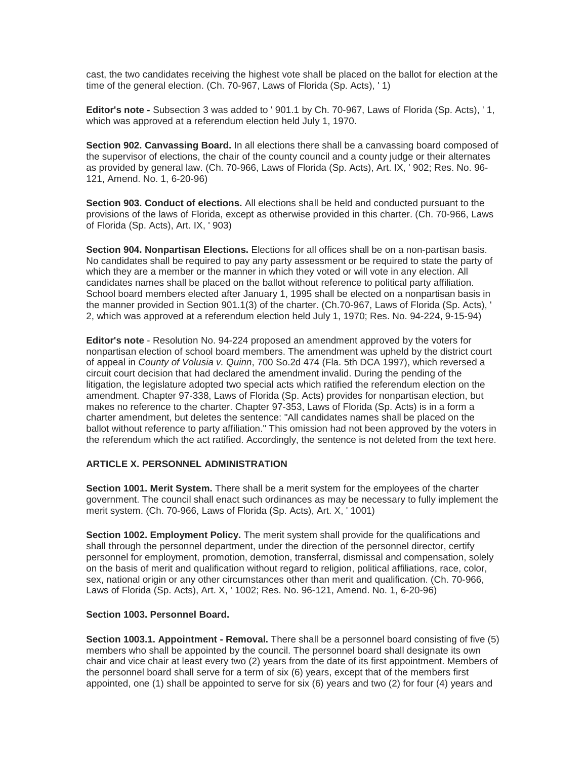cast, the two candidates receiving the highest vote shall be placed on the ballot for election at the time of the general election. (Ch. 70-967, Laws of Florida (Sp. Acts), ' 1)

**Editor's note -** Subsection 3 was added to ' 901.1 by Ch. 70-967, Laws of Florida (Sp. Acts), ' 1, which was approved at a referendum election held July 1, 1970.

**Section 902. Canvassing Board.** In all elections there shall be a canvassing board composed of the supervisor of elections, the chair of the county council and a county judge or their alternates as provided by general law. (Ch. 70-966, Laws of Florida (Sp. Acts), Art. IX, ' 902; Res. No. 96-121, Amend. No. 1, 6-20-96)

**Section 903. Conduct of elections.** All elections shall be held and conducted pursuant to the provisions of the laws of Florida, except as otherwise provided in this charter. (Ch. 70-966, Laws of Florida (Sp. Acts), Art. IX, ' 903)

**Section 904. Nonpartisan Elections.** Elections for all offices shall be on a non-partisan basis. No candidates shall be required to pay any party assessment or be required to state the party of which they are a member or the manner in which they voted or will vote in any election. All candidates names shall be placed on the ballot without reference to political party affiliation. School board members elected after January 1, 1995 shall be elected on a nonpartisan basis in the manner provided in Section 901.1(3) of the charter. (Ch.70-967, Laws of Florida (Sp. Acts), ' 2, which was approved at a referendum election held July 1, 1970; Res. No. 94-224, 9-15-94)

**Editor's note** - Resolution No. 94-224 proposed an amendment approved by the voters for nonpartisan election of school board members. The amendment was upheld by the district court of appeal in *County of Volusia v. Quinn*, 700 So.2d 474 (Fla. 5th DCA 1997), which reversed a circuit court decision that had declared the amendment invalid. During the pending of the litigation, the legislature adopted two special acts which ratified the referendum election on the amendment. Chapter 97-338, Laws of Florida (Sp. Acts) provides for nonpartisan election, but makes no reference to the charter. Chapter 97-353, Laws of Florida (Sp. Acts) is in a form a charter amendment, but deletes the sentence: "All candidates names shall be placed on the ballot without reference to party affiliation." This omission had not been approved by the voters in the referendum which the act ratified. Accordingly, the sentence is not deleted from the text here.

## ARTICLE X. PERSONNEL ADMINISTRATION

**Section 1001. Merit System.** There shall be a merit system for the employees of the charter government. The council shall enact such ordinances as may be necessary to fully implement the merit system. (Ch. 70-966, Laws of Florida (Sp. Acts), Art. X, ' 1001)

**Section 1002. Employment Policy.** The merit system shall provide for the qualifications and shall through the personnel department, under the direction of the personnel director, certify personnel for employment, promotion, demotion, transferral, dismissal and compensation, solely on the basis of merit and qualification without regard to religion, political affiliations, race, color, sex, national origin or any other circumstances other than merit and qualification. (Ch. 70-966, Laws of Florida (Sp. Acts), Art. X, ' 1002; Res. No. 96-121, Amend. No. 1, 6-20-96)

**Section 1003. Personnel Board.**

**Section 1003.1. Appointment - Removal.** There shall be a personnel board consisting of five (5) members who shall be appointed by the council. The personnel board shall designate its own chair and vice chair at least every two (2) years from the date of its first appointment. Members of the personnel board shall serve for a term of six (6) years, except that of the members first appointed, one (1) shall be appointed to serve for six (6) years and two (2) for four (4) years and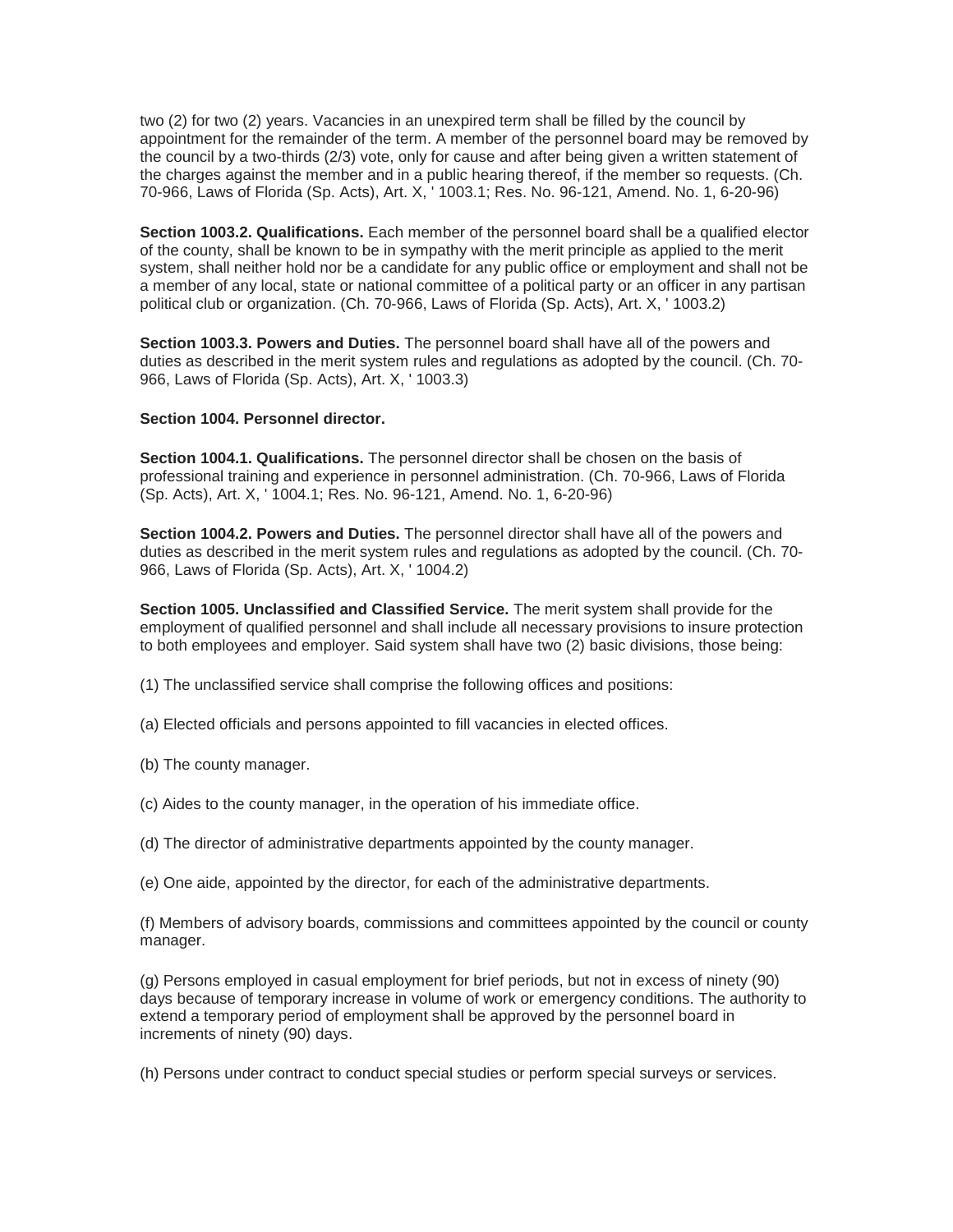two (2) for two (2) years. Vacancies in an unexpired term shall be filled by the council by appointment for the remainder of the term. A member of the personnel board may be removed by the council by a two-thirds (2/3) vote, only for cause and after being given a written statement of the charges against the member and in a public hearing thereof, if the member so requests. (Ch. 70-966, Laws of Florida (Sp. Acts), Art. X, ' 1003.1; Res. No. 96-121, Amend. No. 1, 6-20-96)

**Section 1003.2. Qualifications.** Each member of the personnel board shall be a qualified elector of the county, shall be known to be in sympathy with the merit principle as applied to the merit system, shall neither hold nor be a candidate for any public office or employment and shall not be a member of any local, state or national committee of a political party or an officer in any partisan political club or organization. (Ch. 70-966, Laws of Florida (Sp. Acts), Art. X, ' 1003.2)

**Section 1003.3. Powers and Duties.** The personnel board shall have all of the powers and duties as described in the merit system rules and regulations as adopted by the council. (Ch. 70-966, Laws of Florida (Sp. Acts), Art. X, ' 1003.3)

**Section 1004. Personnel director.**

**Section 1004.1. Qualifications.** The personnel director shall be chosen on the basis of professional training and experience in personnel administration. (Ch. 70-966, Laws of Florida (Sp. Acts), Art. X, ' 1004.1; Res. No. 96-121, Amend. No. 1, 6-20-96)

**Section 1004.2. Powers and Duties.** The personnel director shall have all of the powers and duties as described in the merit system rules and regulations as adopted by the council. (Ch. 70-966, Laws of Florida (Sp. Acts), Art. X, ' 1004.2)

**Section 1005. Unclassified and Classified Service.** The merit system shall provide for the employment of qualified personnel and shall include all necessary provisions to insure protection to both employees and employer. Said system shall have two (2) basic divisions, those being:

(1) The unclassified service shall comprise the following offices and positions:

(a) Elected officials and persons appointed to fill vacancies in elected offices.

(b) The county manager.

(c) Aides to the county manager, in the operation of his immediate office.

(d) The director of administrative departments appointed by the county manager.

(e) One aide, appointed by the director, for each of the administrative departments.

(f) Members of advisory boards, commissions and committees appointed by the council or county manager.

(g) Persons employed in casual employment for brief periods, but not in excess of ninety (90) days because of temporary increase in volume of work or emergency conditions. The authority to extend a temporary period of employment shall be approved by the personnel board in increments of ninety (90) days.

(h) Persons under contract to conduct special studies or perform special surveys or services.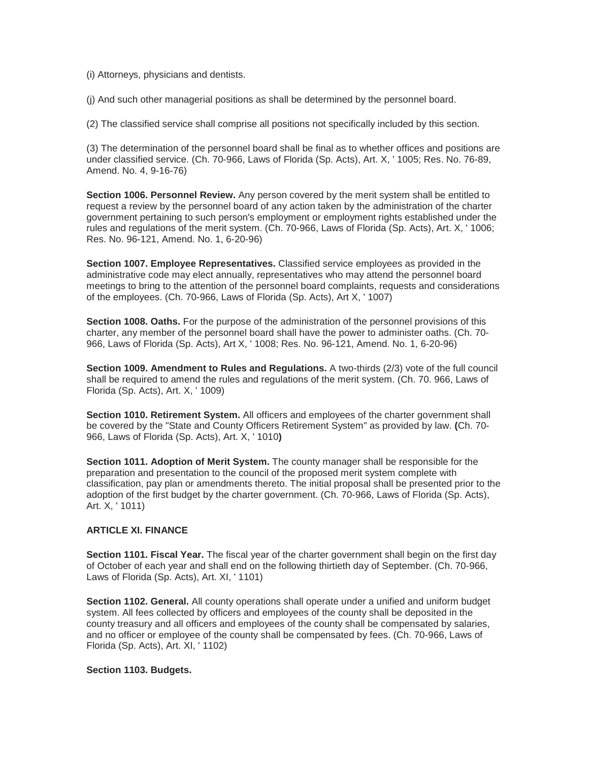(i) Attorneys, physicians and dentists.

(j) And such other managerial positions as shall be determined by the personnel board.

(2) The classified service shall comprise all positions not specifically included by this section.

(3) The determination of the personnel board shall be final as to whether offices and positions are under classified service. (Ch. 70-966, Laws of Florida (Sp. Acts), Art. X, ' 1005; Res. No. 76-89, Amend. No. 4, 9-16-76)

**Section 1006. Personnel Review.** Any person covered by the merit system shall be entitled to request a review by the personnel board of any action taken by the administration of the charter government pertaining to such person's employment or employment rights established under the rules and regulations of the merit system. (Ch. 70-966, Laws of Florida (Sp. Acts), Art. X, ' 1006; Res. No. 96-121, Amend. No. 1, 6-20-96)

**Section 1007. Employee Representatives.** Classified service employees as provided in the administrative code may elect annually, representatives who may attend the personnel board meetings to bring to the attention of the personnel board complaints, requests and considerations of the employees. (Ch. 70-966, Laws of Florida (Sp. Acts), Art X, ' 1007)

**Section 1008. Oaths.** For the purpose of the administration of the personnel provisions of this charter, any member of the personnel board shall have the power to administer oaths. (Ch. 70-966, Laws of Florida (Sp. Acts), Art X, ' 1008; Res. No. 96-121, Amend. No. 1, 6-20-96)

**Section 1009. Amendment to Rules and Regulations.** A two-thirds (2/3) vote of the full council shall be required to amend the rules and regulations of the merit system. (Ch. 70. 966, Laws of Florida (Sp. Acts), Art. X, ' 1009)

**Section 1010. Retirement System.** All officers and employees of the charter government shall be covered by the "State and County Officers Retirement System" as provided by law. **(**Ch. 70-966, Laws of Florida (Sp. Acts), Art. X, ' 1010**)**

**Section 1011. Adoption of Merit System.** The county manager shall be responsible for the preparation and presentation to the council of the proposed merit system complete with classification, pay plan or amendments thereto. The initial proposal shall be presented prior to the adoption of the first budget by the charter government. (Ch. 70-966, Laws of Florida (Sp. Acts), Art. X, ' 1011)

## ARTICLE XI. FINANCE

**Section 1101. Fiscal Year.** The fiscal year of the charter government shall begin on the first day of October of each year and shall end on the following thirtieth day of September. (Ch. 70-966, Laws of Florida (Sp. Acts), Art. XI, ' 1101)

**Section 1102. General.** All county operations shall operate under a unified and uniform budget system. All fees collected by officers and employees of the county shall be deposited in the county treasury and all officers and employees of the county shall be compensated by salaries, and no officer or employee of the county shall be compensated by fees. (Ch. 70-966, Laws of Florida (Sp. Acts), Art. XI, ' 1102)

**Section 1103. Budgets.**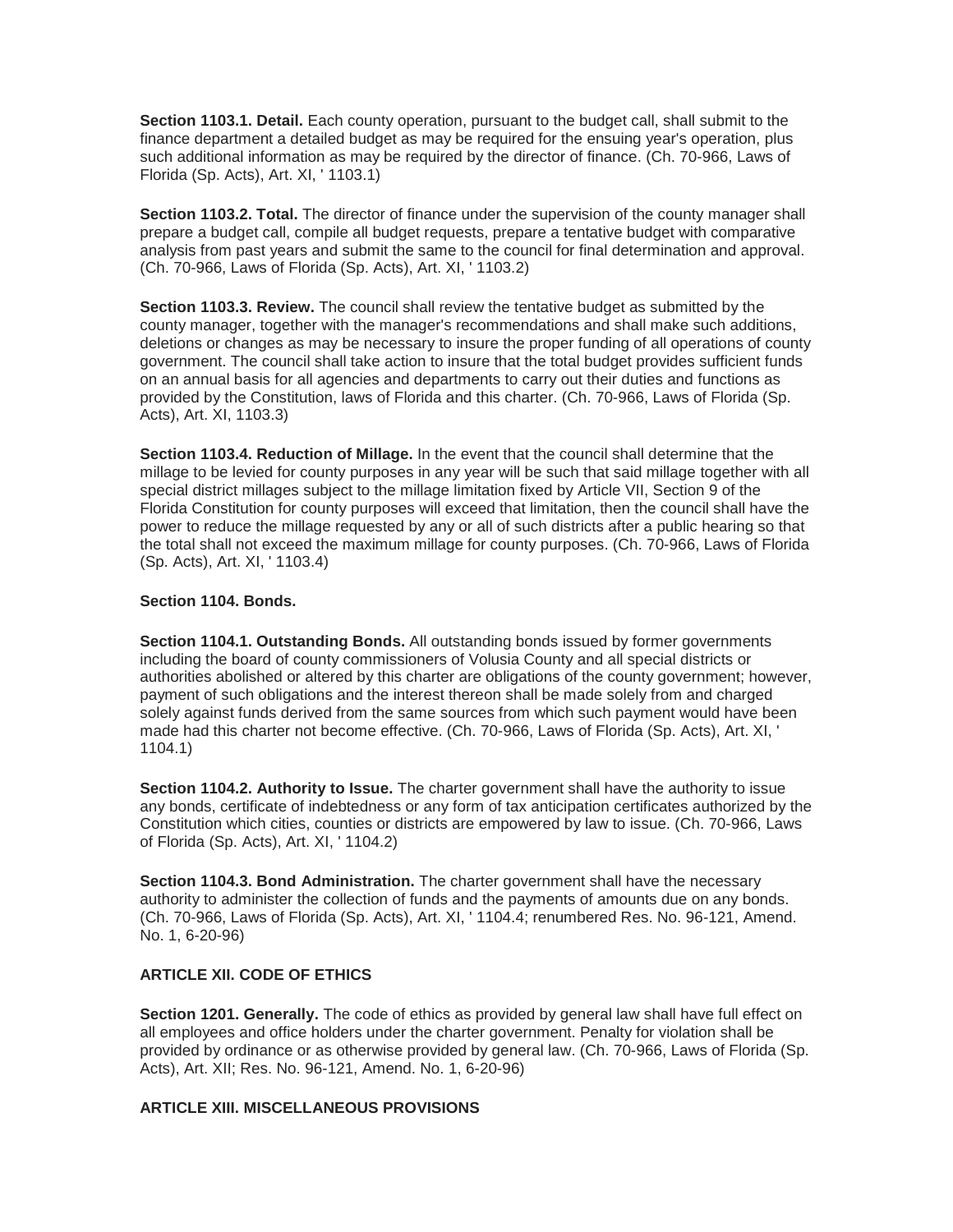**Section 1103.1. Detail.** Each county operation, pursuant to the budget call, shall submit to the finance department a detailed budget as may be required for the ensuing year's operation, plus such additional information as may be required by the director of finance. (Ch. 70-966, Laws of Florida (Sp. Acts), Art. XI, ' 1103.1)

**Section 1103.2. Total.** The director of finance under the supervision of the county manager shall prepare a budget call, compile all budget requests, prepare a tentative budget with comparative analysis from past years and submit the same to the council for final determination and approval. (Ch. 70-966, Laws of Florida (Sp. Acts), Art. XI, ' 1103.2)

**Section 1103.3. Review.** The council shall review the tentative budget as submitted by the county manager, together with the manager's recommendations and shall make such additions, deletions or changes as may be necessary to insure the proper funding of all operations of county government. The council shall take action to insure that the total budget provides sufficient funds on an annual basis for all agencies and departments to carry out their duties and functions as provided by the Constitution, laws of Florida and this charter. (Ch. 70-966, Laws of Florida (Sp. Acts), Art. XI, 1103.3)

**Section 1103.4. Reduction of Millage.** In the event that the council shall determine that the millage to be levied for county purposes in any year will be such that said millage together with all special district millages subject to the millage limitation fixed by Article VII, Section 9 of the Florida Constitution for county purposes will exceed that limitation, then the council shall have the power to reduce the millage requested by any or all of such districts after a public hearing so that the total shall not exceed the maximum millage for county purposes. (Ch. 70-966, Laws of Florida (Sp. Acts), Art. XI, ' 1103.4)

**Section 1104. Bonds.**

**Section 1104.1. Outstanding Bonds.** All outstanding bonds issued by former governments including the board of county commissioners of Volusia County and all special districts or authorities abolished or altered by this charter are obligations of the county government; however, payment of such obligations and the interest thereon shall be made solely from and charged solely against funds derived from the same sources from which such payment would have been made had this charter not become effective. (Ch. 70-966, Laws of Florida (Sp. Acts), Art. XI, ' 1104.1)

**Section 1104.2. Authority to Issue.** The charter government shall have the authority to issue any bonds, certificate of indebtedness or any form of tax anticipation certificates authorized by the Constitution which cities, counties or districts are empowered by law to issue. (Ch. 70-966, Laws of Florida (Sp. Acts), Art. XI, ' 1104.2)

**Section 1104.3. Bond Administration.** The charter government shall have the necessary authority to administer the collection of funds and the payments of amounts due on any bonds. (Ch. 70-966, Laws of Florida (Sp. Acts), Art. XI, ' 1104.4; renumbered Res. No. 96-121, Amend. No. 1, 6-20-96)

## ARTICLE XII. CODE OF ETHICS

**Section 1201. Generally.** The code of ethics as provided by general law shall have full effect on all employees and office holders under the charter government. Penalty for violation shall be provided by ordinance or as otherwise provided by general law. (Ch. 70-966, Laws of Florida (Sp. Acts), Art. XII; Res. No. 96-121, Amend. No. 1, 6-20-96)

## ARTICLE XIII. MISCELLANEOUS PROVISIONS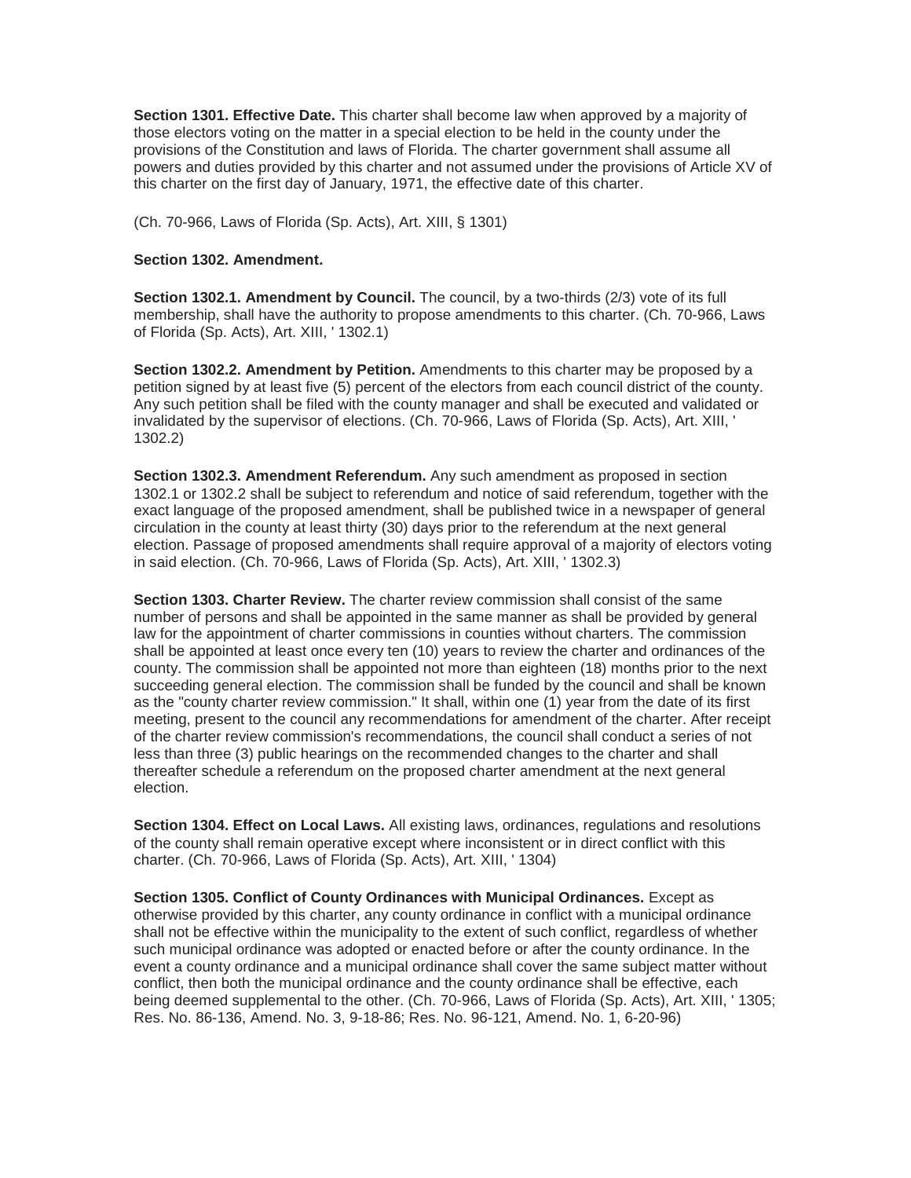**Section 1301. Effective Date.** This charter shall become law when approved by a majority of those electors voting on the matter in a special election to be held in the county under the provisions of the Constitution and laws of Florida. The charter government shall assume all powers and duties provided by this charter and not assumed under the provisions of Article XV of this charter on the first day of January, 1971, the effective date of this charter.

(Ch. 70-966, Laws of Florida (Sp. Acts), Art. XIII, § 1301)

**Section 1302. Amendment.**

**Section 1302.1. Amendment by Council.** The council, by a two-thirds (2/3) vote of its full membership, shall have the authority to propose amendments to this charter. (Ch. 70-966, Laws of Florida (Sp. Acts), Art. XIII, ' 1302.1)

**Section 1302.2. Amendment by Petition.** Amendments to this charter may be proposed by a petition signed by at least five (5) percent of the electors from each council district of the county. Any such petition shall be filed with the county manager and shall be executed and validated or invalidated by the supervisor of elections. (Ch. 70-966, Laws of Florida (Sp. Acts), Art. XIII, ' 1302.2)

**Section 1302.3. Amendment Referendum.** Any such amendment as proposed in section 1302.1 or 1302.2 shall be subject to referendum and notice of said referendum, together with the exact language of the proposed amendment, shall be published twice in a newspaper of general circulation in the county at least thirty (30) days prior to the referendum at the next general election. Passage of proposed amendments shall require approval of a majority of electors voting in said election. (Ch. 70-966, Laws of Florida (Sp. Acts), Art. XIII, ' 1302.3)

**Section 1303. Charter Review.** The charter review commission shall consist of the same number of persons and shall be appointed in the same manner as shall be provided by general law for the appointment of charter commissions in counties without charters. The commission shall be appointed at least once every ten (10) years to review the charter and ordinances of the county. The commission shall be appointed not more than eighteen (18) months prior to the next succeeding general election. The commission shall be funded by the council and shall be known as the "county charter review commission." It shall, within one (1) year from the date of its first meeting, present to the council any recommendations for amendment of the charter. After receipt of the charter review commission's recommendations, the council shall conduct a series of not less than three (3) public hearings on the recommended changes to the charter and shall thereafter schedule a referendum on the proposed charter amendment at the next general election.

**Section 1304. Effect on Local Laws.** All existing laws, ordinances, regulations and resolutions of the county shall remain operative except where inconsistent or in direct conflict with this charter. (Ch. 70-966, Laws of Florida (Sp. Acts), Art. XIII, ' 1304)

**Section 1305. Conflict of County Ordinances with Municipal Ordinances.** Except as otherwise provided by this charter, any county ordinance in conflict with a municipal ordinance shall not be effective within the municipality to the extent of such conflict, regardless of whether such municipal ordinance was adopted or enacted before or after the county ordinance. In the event a county ordinance and a municipal ordinance shall cover the same subject matter without conflict, then both the municipal ordinance and the county ordinance shall be effective, each being deemed supplemental to the other. (Ch. 70-966, Laws of Florida (Sp. Acts), Art. XIII, ' 1305; Res. No. 86-136, Amend. No. 3, 9-18-86; Res. No. 96-121, Amend. No. 1, 6-20-96)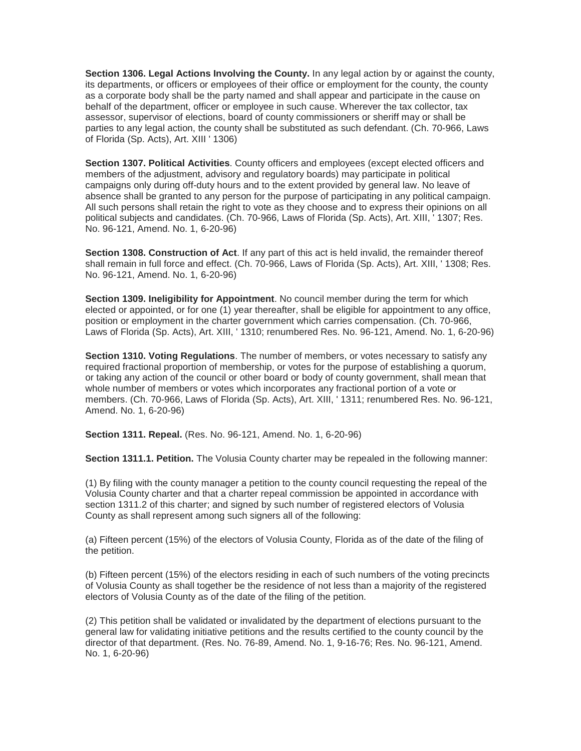**Section 1306. Legal Actions Involving the County.** In any legal action by or against the county, its departments, or officers or employees of their office or employment for the county, the county as a corporate body shall be the party named and shall appear and participate in the cause on behalf of the department, officer or employee in such cause. Wherever the tax collector, tax assessor, supervisor of elections, board of county commissioners or sheriff may or shall be parties to any legal action, the county shall be substituted as such defendant. (Ch. 70-966, Laws of Florida (Sp. Acts), Art. XIII ' 1306)

**Section 1307. Political Activities**. County officers and employees (except elected officers and members of the adjustment, advisory and regulatory boards) may participate in political campaigns only during off-duty hours and to the extent provided by general law. No leave of absence shall be granted to any person for the purpose of participating in any political campaign. All such persons shall retain the right to vote as they choose and to express their opinions on all political subjects and candidates. (Ch. 70-966, Laws of Florida (Sp. Acts), Art. XIII, ' 1307; Res. No. 96-121, Amend. No. 1, 6-20-96)

**Section 1308. Construction of Act**. If any part of this act is held invalid, the remainder thereof shall remain in full force and effect. (Ch. 70-966, Laws of Florida (Sp. Acts), Art. XIII, ' 1308; Res. No. 96-121, Amend. No. 1, 6-20-96)

**Section 1309. Ineligibility for Appointment**. No council member during the term for which elected or appointed, or for one (1) year thereafter, shall be eligible for appointment to any office, position or employment in the charter government which carries compensation. (Ch. 70-966, Laws of Florida (Sp. Acts), Art. XIII, ' 1310; renumbered Res. No. 96-121, Amend. No. 1, 6-20-96)

**Section 1310. Voting Regulations**. The number of members, or votes necessary to satisfy any required fractional proportion of membership, or votes for the purpose of establishing a quorum, or taking any action of the council or other board or body of county government, shall mean that whole number of members or votes which incorporates any fractional portion of a vote or members. (Ch. 70-966, Laws of Florida (Sp. Acts), Art. XIII, ' 1311; renumbered Res. No. 96-121, Amend. No. 1, 6-20-96)

**Section 1311. Repeal.** (Res. No. 96-121, Amend. No. 1, 6-20-96)

**Section 1311.1. Petition.** The Volusia County charter may be repealed in the following manner:

(1) By filing with the county manager a petition to the county council requesting the repeal of the Volusia County charter and that a charter repeal commission be appointed in accordance with section 1311.2 of this charter; and signed by such number of registered electors of Volusia County as shall represent among such signers all of the following:

(a) Fifteen percent (15%) of the electors of Volusia County, Florida as of the date of the filing of the petition.

(b) Fifteen percent (15%) of the electors residing in each of such numbers of the voting precincts of Volusia County as shall together be the residence of not less than a majority of the registered electors of Volusia County as of the date of the filing of the petition.

(2) This petition shall be validated or invalidated by the department of elections pursuant to the general law for validating initiative petitions and the results certified to the county council by the director of that department. (Res. No. 76-89, Amend. No. 1, 9-16-76; Res. No. 96-121, Amend. No. 1, 6-20-96)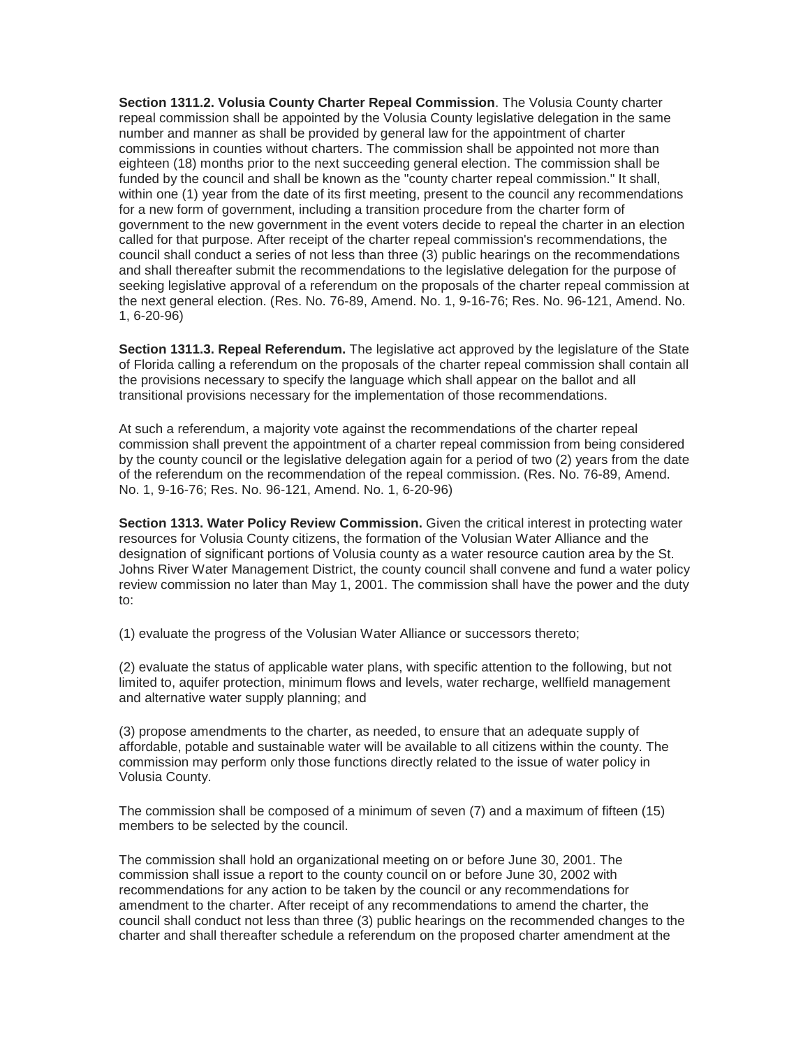**Section 1311.2. Volusia County Charter Repeal Commission**. The Volusia County charter repeal commission shall be appointed by the Volusia County legislative delegation in the same number and manner as shall be provided by general law for the appointment of charter commissions in counties without charters. The commission shall be appointed not more than eighteen (18) months prior to the next succeeding general election. The commission shall be funded by the council and shall be known as the "county charter repeal commission." It shall, within one (1) year from the date of its first meeting, present to the council any recommendations for a new form of government, including a transition procedure from the charter form of government to the new government in the event voters decide to repeal the charter in an election called for that purpose. After receipt of the charter repeal commission's recommendations, the council shall conduct a series of not less than three (3) public hearings on the recommendations and shall thereafter submit the recommendations to the legislative delegation for the purpose of seeking legislative approval of a referendum on the proposals of the charter repeal commission at the next general election. (Res. No. 76-89, Amend. No. 1, 9-16-76; Res. No. 96-121, Amend. No. 1, 6-20-96)

**Section 1311.3. Repeal Referendum.** The legislative act approved by the legislature of the State of Florida calling a referendum on the proposals of the charter repeal commission shall contain all the provisions necessary to specify the language which shall appear on the ballot and all transitional provisions necessary for the implementation of those recommendations.

At such a referendum, a majority vote against the recommendations of the charter repeal commission shall prevent the appointment of a charter repeal commission from being considered by the county council or the legislative delegation again for a period of two (2) years from the date of the referendum on the recommendation of the repeal commission. (Res. No. 76-89, Amend. No. 1, 9-16-76; Res. No. 96-121, Amend. No. 1, 6-20-96)

**Section 1313. Water Policy Review Commission.** Given the critical interest in protecting water resources for Volusia County citizens, the formation of the Volusian Water Alliance and the designation of significant portions of Volusia county as a water resource caution area by the St. Johns River Water Management District, the county council shall convene and fund a water policy review commission no later than May 1, 2001. The commission shall have the power and the duty to:

(1) evaluate the progress of the Volusian Water Alliance or successors thereto;

(2) evaluate the status of applicable water plans, with specific attention to the following, but not limited to, aquifer protection, minimum flows and levels, water recharge, wellfield management and alternative water supply planning; and

(3) propose amendments to the charter, as needed, to ensure that an adequate supply of affordable, potable and sustainable water will be available to all citizens within the county. The commission may perform only those functions directly related to the issue of water policy in Volusia County.

The commission shall be composed of a minimum of seven (7) and a maximum of fifteen (15) members to be selected by the council.

The commission shall hold an organizational meeting on or before June 30, 2001. The commission shall issue a report to the county council on or before June 30, 2002 with recommendations for any action to be taken by the council or any recommendations for amendment to the charter. After receipt of any recommendations to amend the charter, the council shall conduct not less than three (3) public hearings on the recommended changes to the charter and shall thereafter schedule a referendum on the proposed charter amendment at the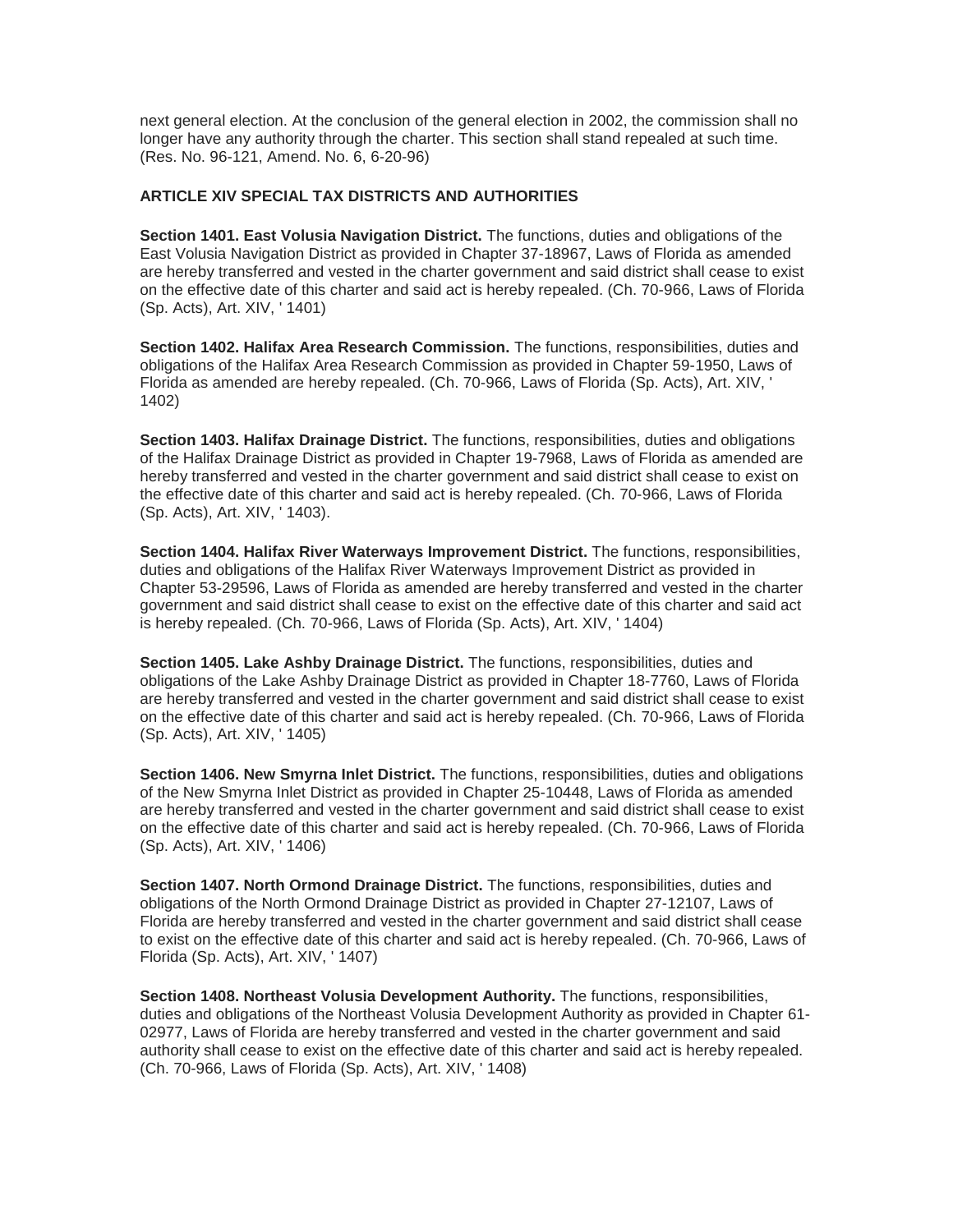next general election. At the conclusion of the general election in 2002, the commission shall no longer have any authority through the charter. This section shall stand repealed at such time. (Res. No. 96-121, Amend. No. 6, 6-20-96)

## ARTICLE XIV SPECIAL TAX DISTRICTS AND AUTHORITIES

**Section 1401. East Volusia Navigation District.** The functions, duties and obligations of the East Volusia Navigation District as provided in Chapter 37-18967, Laws of Florida as amended are hereby transferred and vested in the charter government and said district shall cease to exist on the effective date of this charter and said act is hereby repealed. (Ch. 70-966, Laws of Florida (Sp. Acts), Art. XIV, ' 1401)

**Section 1402. Halifax Area Research Commission.** The functions, responsibilities, duties and obligations of the Halifax Area Research Commission as provided in Chapter 59-1950, Laws of Florida as amended are hereby repealed. (Ch. 70-966, Laws of Florida (Sp. Acts), Art. XIV, ' 1402)

**Section 1403. Halifax Drainage District.** The functions, responsibilities, duties and obligations of the Halifax Drainage District as provided in Chapter 19-7968, Laws of Florida as amended are hereby transferred and vested in the charter government and said district shall cease to exist on the effective date of this charter and said act is hereby repealed. (Ch. 70-966, Laws of Florida (Sp. Acts), Art. XIV, ' 1403).

**Section 1404. Halifax River Waterways Improvement District.** The functions, responsibilities, duties and obligations of the Halifax River Waterways Improvement District as provided in Chapter 53-29596, Laws of Florida as amended are hereby transferred and vested in the charter government and said district shall cease to exist on the effective date of this charter and said act is hereby repealed. (Ch. 70-966, Laws of Florida (Sp. Acts), Art. XIV, ' 1404)

**Section 1405. Lake Ashby Drainage District.** The functions, responsibilities, duties and obligations of the Lake Ashby Drainage District as provided in Chapter 18-7760, Laws of Florida are hereby transferred and vested in the charter government and said district shall cease to exist on the effective date of this charter and said act is hereby repealed. (Ch. 70-966, Laws of Florida (Sp. Acts), Art. XIV, ' 1405)

**Section 1406. New Smyrna Inlet District.** The functions, responsibilities, duties and obligations of the New Smyrna Inlet District as provided in Chapter 25-10448, Laws of Florida as amended are hereby transferred and vested in the charter government and said district shall cease to exist on the effective date of this charter and said act is hereby repealed. (Ch. 70-966, Laws of Florida (Sp. Acts), Art. XIV, ' 1406)

**Section 1407. North Ormond Drainage District.** The functions, responsibilities, duties and obligations of the North Ormond Drainage District as provided in Chapter 27-12107, Laws of Florida are hereby transferred and vested in the charter government and said district shall cease to exist on the effective date of this charter and said act is hereby repealed. (Ch. 70-966, Laws of Florida (Sp. Acts), Art. XIV, ' 1407)

**Section 1408. Northeast Volusia Development Authority.** The functions, responsibilities, duties and obligations of the Northeast Volusia Development Authority as provided in Chapter 61-02977, Laws of Florida are hereby transferred and vested in the charter government and said authority shall cease to exist on the effective date of this charter and said act is hereby repealed. (Ch. 70-966, Laws of Florida (Sp. Acts), Art. XIV, ' 1408)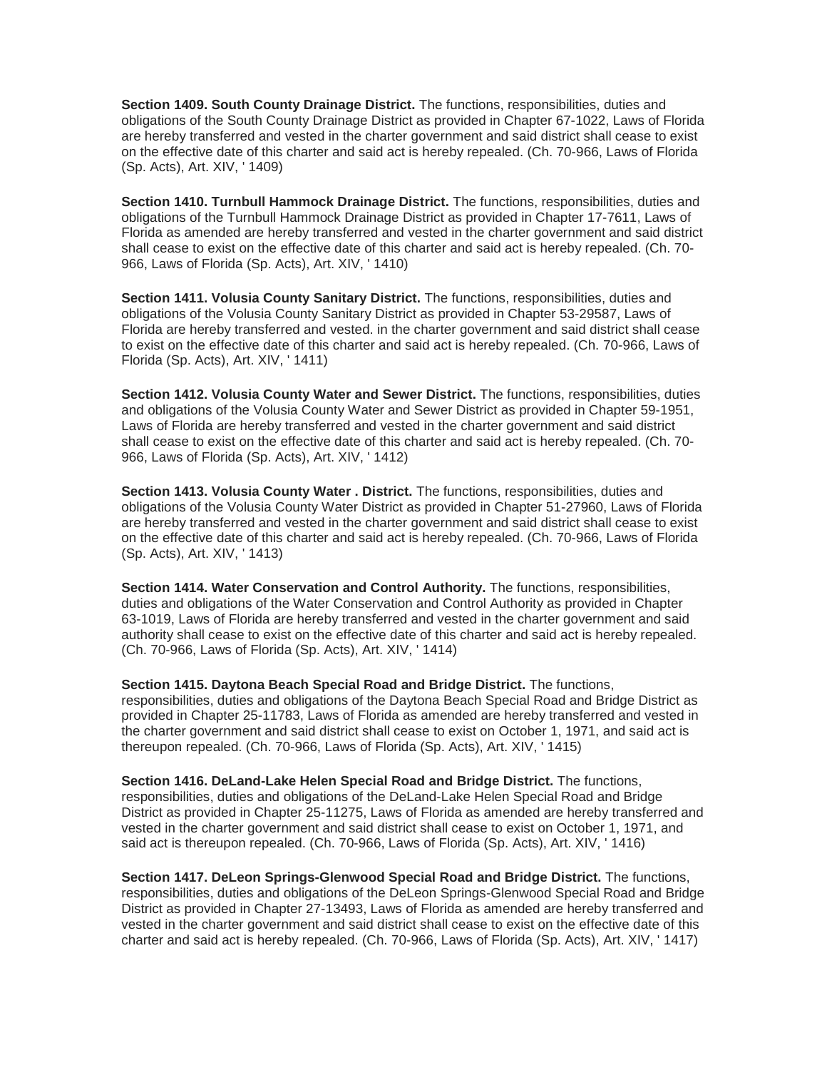**Section 1409. South County Drainage District.** The functions, responsibilities, duties and obligations of the South County Drainage District as provided in Chapter 67-1022, Laws of Florida are hereby transferred and vested in the charter government and said district shall cease to exist on the effective date of this charter and said act is hereby repealed. (Ch. 70-966, Laws of Florida (Sp. Acts), Art. XIV, ' 1409)

**Section 1410. Turnbull Hammock Drainage District.** The functions, responsibilities, duties and obligations of the Turnbull Hammock Drainage District as provided in Chapter 17-7611, Laws of Florida as amended are hereby transferred and vested in the charter government and said district shall cease to exist on the effective date of this charter and said act is hereby repealed. (Ch. 70-966, Laws of Florida (Sp. Acts), Art. XIV, ' 1410)

**Section 1411. Volusia County Sanitary District.** The functions, responsibilities, duties and obligations of the Volusia County Sanitary District as provided in Chapter 53-29587, Laws of Florida are hereby transferred and vested. in the charter government and said district shall cease to exist on the effective date of this charter and said act is hereby repealed. (Ch. 70-966, Laws of Florida (Sp. Acts), Art. XIV, ' 1411)

**Section 1412. Volusia County Water and Sewer District.** The functions, responsibilities, duties and obligations of the Volusia County Water and Sewer District as provided in Chapter 59-1951, Laws of Florida are hereby transferred and vested in the charter government and said district shall cease to exist on the effective date of this charter and said act is hereby repealed. (Ch. 70-966, Laws of Florida (Sp. Acts), Art. XIV, ' 1412)

**Section 1413. Volusia County Water . District.** The functions, responsibilities, duties and obligations of the Volusia County Water District as provided in Chapter 51-27960, Laws of Florida are hereby transferred and vested in the charter government and said district shall cease to exist on the effective date of this charter and said act is hereby repealed. (Ch. 70-966, Laws of Florida (Sp. Acts), Art. XIV, ' 1413)

**Section 1414. Water Conservation and Control Authority.** The functions, responsibilities, duties and obligations of the Water Conservation and Control Authority as provided in Chapter 63-1019, Laws of Florida are hereby transferred and vested in the charter government and said authority shall cease to exist on the effective date of this charter and said act is hereby repealed. (Ch. 70-966, Laws of Florida (Sp. Acts), Art. XIV, ' 1414)

**Section 1415. Daytona Beach Special Road and Bridge District.** The functions, responsibilities, duties and obligations of the Daytona Beach Special Road and Bridge District as provided in Chapter 25-11783, Laws of Florida as amended are hereby transferred and vested in the charter government and said district shall cease to exist on October 1, 1971, and said act is thereupon repealed. (Ch. 70-966, Laws of Florida (Sp. Acts), Art. XIV, ' 1415)

**Section 1416. DeLand-Lake Helen Special Road and Bridge District.** The functions, responsibilities, duties and obligations of the DeLand-Lake Helen Special Road and Bridge District as provided in Chapter 25-11275, Laws of Florida as amended are hereby transferred and vested in the charter government and said district shall cease to exist on October 1, 1971, and said act is thereupon repealed. (Ch. 70-966, Laws of Florida (Sp. Acts), Art. XIV, ' 1416)

**Section 1417. DeLeon Springs-Glenwood Special Road and Bridge District.** The functions, responsibilities, duties and obligations of the DeLeon Springs-Glenwood Special Road and Bridge District as provided in Chapter 27-13493, Laws of Florida as amended are hereby transferred and vested in the charter government and said district shall cease to exist on the effective date of this charter and said act is hereby repealed. (Ch. 70-966, Laws of Florida (Sp. Acts), Art. XIV, ' 1417)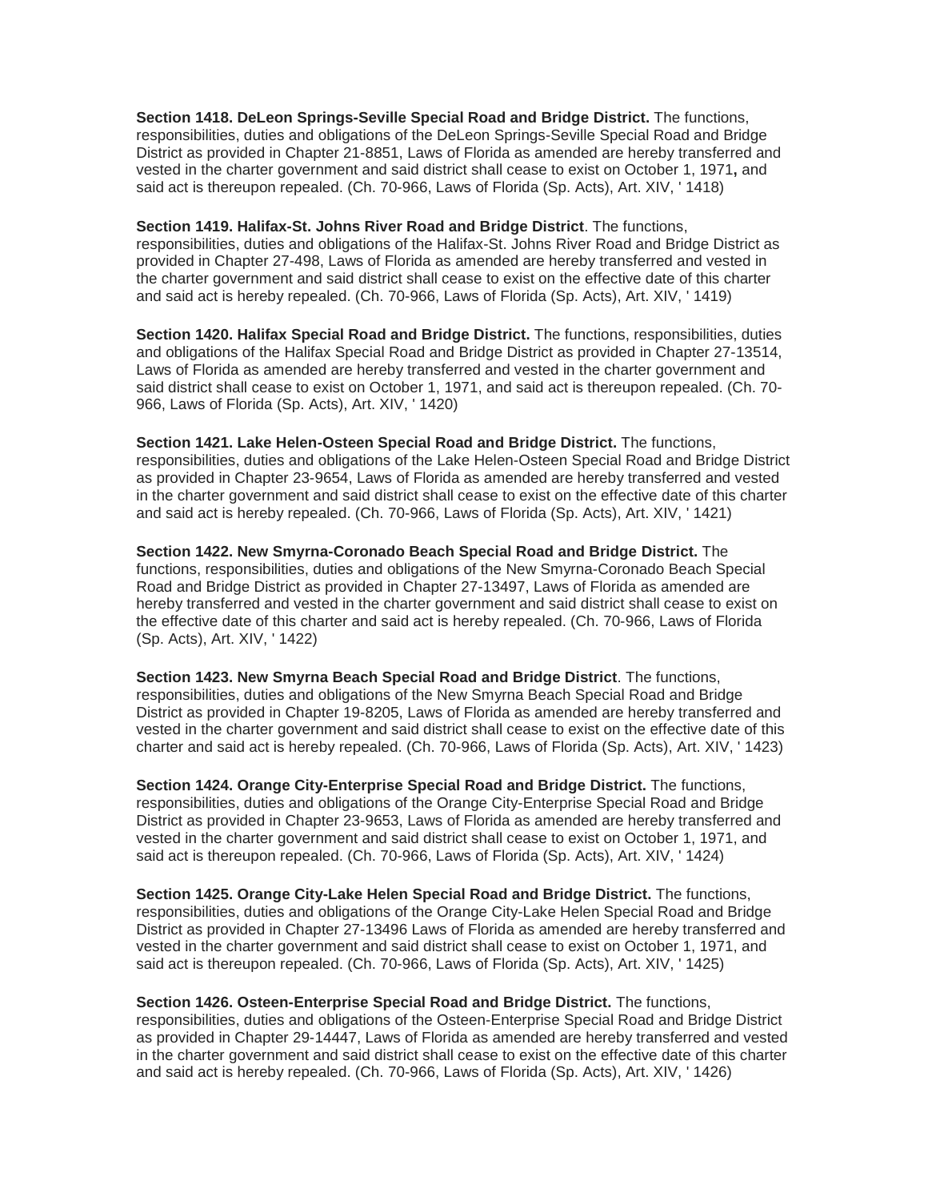**Section 1418. DeLeon Springs-Seville Special Road and Bridge District.** The functions, responsibilities, duties and obligations of the DeLeon Springs-Seville Special Road and Bridge District as provided in Chapter 21-8851, Laws of Florida as amended are hereby transferred and vested in the charter government and said district shall cease to exist on October 1, 1971**,** and said act is thereupon repealed. (Ch. 70-966, Laws of Florida (Sp. Acts), Art. XIV, ' 1418)

**Section 1419. Halifax-St. Johns River Road and Bridge District**. The functions, responsibilities, duties and obligations of the Halifax-St. Johns River Road and Bridge District as provided in Chapter 27-498, Laws of Florida as amended are hereby transferred and vested in the charter government and said district shall cease to exist on the effective date of this charter and said act is hereby repealed. (Ch. 70-966, Laws of Florida (Sp. Acts), Art. XIV, ' 1419)

**Section 1420. Halifax Special Road and Bridge District.** The functions, responsibilities, duties and obligations of the Halifax Special Road and Bridge District as provided in Chapter 27-13514, Laws of Florida as amended are hereby transferred and vested in the charter government and said district shall cease to exist on October 1, 1971, and said act is thereupon repealed. (Ch. 70-966, Laws of Florida (Sp. Acts), Art. XIV, ' 1420)

**Section 1421. Lake Helen-Osteen Special Road and Bridge District.** The functions, responsibilities, duties and obligations of the Lake Helen-Osteen Special Road and Bridge District as provided in Chapter 23-9654, Laws of Florida as amended are hereby transferred and vested in the charter government and said district shall cease to exist on the effective date of this charter and said act is hereby repealed. (Ch. 70-966, Laws of Florida (Sp. Acts), Art. XIV, ' 1421)

**Section 1422. New Smyrna-Coronado Beach Special Road and Bridge District.** The functions, responsibilities, duties and obligations of the New Smyrna-Coronado Beach Special Road and Bridge District as provided in Chapter 27-13497, Laws of Florida as amended are hereby transferred and vested in the charter government and said district shall cease to exist on the effective date of this charter and said act is hereby repealed. (Ch. 70-966, Laws of Florida (Sp. Acts), Art. XIV, ' 1422)

**Section 1423. New Smyrna Beach Special Road and Bridge District**. The functions, responsibilities, duties and obligations of the New Smyrna Beach Special Road and Bridge District as provided in Chapter 19-8205, Laws of Florida as amended are hereby transferred and vested in the charter government and said district shall cease to exist on the effective date of this charter and said act is hereby repealed. (Ch. 70-966, Laws of Florida (Sp. Acts), Art. XIV, ' 1423)

**Section 1424. Orange City-Enterprise Special Road and Bridge District.** The functions, responsibilities, duties and obligations of the Orange City-Enterprise Special Road and Bridge District as provided in Chapter 23-9653, Laws of Florida as amended are hereby transferred and vested in the charter government and said district shall cease to exist on October 1, 1971, and said act is thereupon repealed. (Ch. 70-966, Laws of Florida (Sp. Acts), Art. XIV, ' 1424)

**Section 1425. Orange City-Lake Helen Special Road and Bridge District.** The functions, responsibilities, duties and obligations of the Orange City-Lake Helen Special Road and Bridge District as provided in Chapter 27-13496 Laws of Florida as amended are hereby transferred and vested in the charter government and said district shall cease to exist on October 1, 1971, and said act is thereupon repealed. (Ch. 70-966, Laws of Florida (Sp. Acts), Art. XIV, ' 1425)

**Section 1426. Osteen-Enterprise Special Road and Bridge District.** The functions, responsibilities, duties and obligations of the Osteen-Enterprise Special Road and Bridge District as provided in Chapter 29-14447, Laws of Florida as amended are hereby transferred and vested in the charter government and said district shall cease to exist on the effective date of this charter and said act is hereby repealed. (Ch. 70-966, Laws of Florida (Sp. Acts), Art. XIV, ' 1426)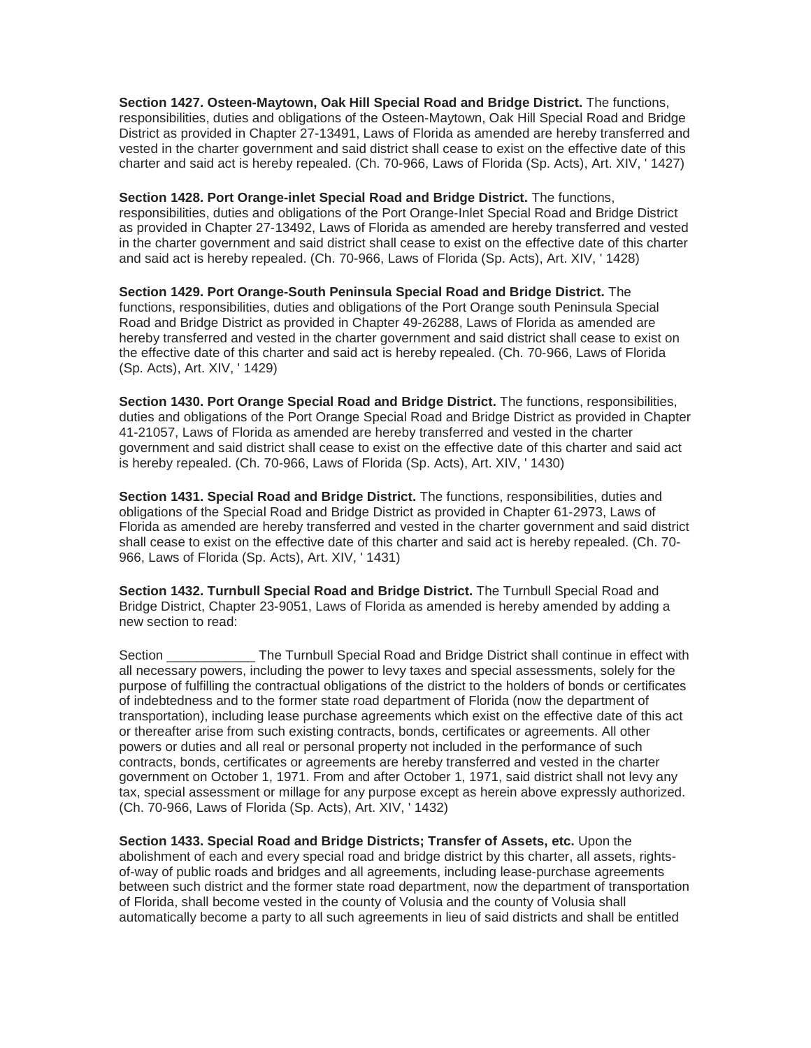**Section 1427. Osteen-Maytown, Oak Hill Special Road and Bridge District.** The functions, responsibilities, duties and obligations of the Osteen-Maytown, Oak Hill Special Road and Bridge District as provided in Chapter 27-13491, Laws of Florida as amended are hereby transferred and vested in the charter government and said district shall cease to exist on the effective date of this charter and said act is hereby repealed. (Ch. 70-966, Laws of Florida (Sp. Acts), Art. XIV, ' 1427)

**Section 1428. Port Orange-inlet Special Road and Bridge District.** The functions, responsibilities, duties and obligations of the Port Orange-Inlet Special Road and Bridge District as provided in Chapter 27-13492, Laws of Florida as amended are hereby transferred and vested in the charter government and said district shall cease to exist on the effective date of this charter and said act is hereby repealed. (Ch. 70-966, Laws of Florida (Sp. Acts), Art. XIV, ' 1428)

**Section 1429. Port Orange-South Peninsula Special Road and Bridge District.** The functions, responsibilities, duties and obligations of the Port Orange south Peninsula Special Road and Bridge District as provided in Chapter 49-26288, Laws of Florida as amended are hereby transferred and vested in the charter government and said district shall cease to exist on the effective date of this charter and said act is hereby repealed. (Ch. 70-966, Laws of Florida (Sp. Acts), Art. XIV, ' 1429)

**Section 1430. Port Orange Special Road and Bridge District.** The functions, responsibilities, duties and obligations of the Port Orange Special Road and Bridge District as provided in Chapter 41-21057, Laws of Florida as amended are hereby transferred and vested in the charter government and said district shall cease to exist on the effective date of this charter and said act is hereby repealed. (Ch. 70-966, Laws of Florida (Sp. Acts), Art. XIV, ' 1430)

**Section 1431. Special Road and Bridge District.** The functions, responsibilities, duties and obligations of the Special Road and Bridge District as provided in Chapter 61-2973, Laws of Florida as amended are hereby transferred and vested in the charter government and said district shall cease to exist on the effective date of this charter and said act is hereby repealed. (Ch. 70-966, Laws of Florida (Sp. Acts), Art. XIV, ' 1431)

**Section 1432. Turnbull Special Road and Bridge District.** The Turnbull Special Road and Bridge District, Chapter 23-9051, Laws of Florida as amended is hereby amended by adding a new section to read:

Section ____________ The Turnbull Special Road and Bridge District shall continue in effect with all necessary powers, including the power to levy taxes and special assessments, solely for the purpose of fulfilling the contractual obligations of the district to the holders of bonds or certificates of indebtedness and to the former state road department of Florida (now the department of transportation), including lease purchase agreements which exist on the effective date of this act or thereafter arise from such existing contracts, bonds, certificates or agreements. All other powers or duties and all real or personal property not included in the performance of such contracts, bonds, certificates or agreements are hereby transferred and vested in the charter government on October 1, 1971. From and after October 1, 1971, said district shall not levy any tax, special assessment or millage for any purpose except as herein above expressly authorized. (Ch. 70-966, Laws of Florida (Sp. Acts), Art. XIV, ' 1432)

**Section 1433. Special Road and Bridge Districts; Transfer of Assets, etc.** Upon the abolishment of each and every special road and bridge district by this charter, all assets, rights-of-way of public roads and bridges and all agreements, including lease-purchase agreements between such district and the former state road department, now the department of transportation of Florida, shall become vested in the county of Volusia and the county of Volusia shall automatically become a party to all such agreements in lieu of said districts and shall be entitled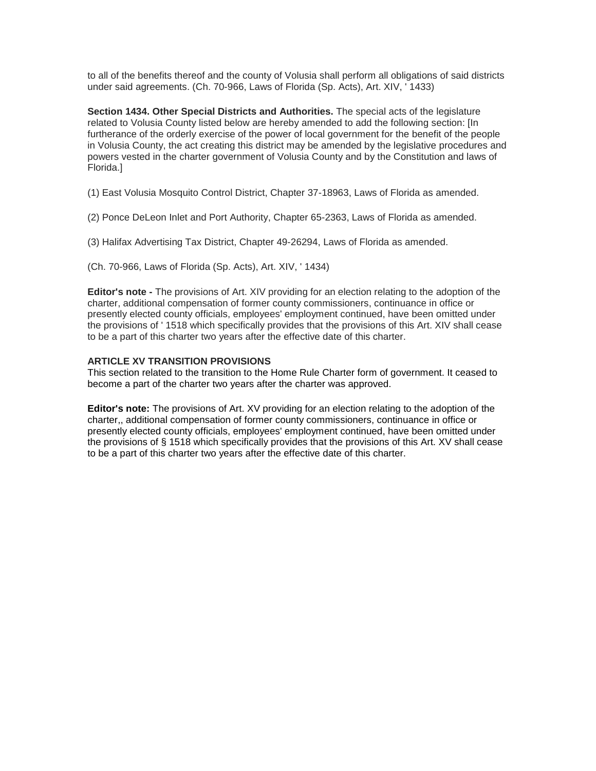to all of the benefits thereof and the county of Volusia shall perform all obligations of said districts under said agreements. (Ch. 70-966, Laws of Florida (Sp. Acts), Art. XIV, ' 1433)

**Section 1434. Other Special Districts and Authorities.** The special acts of the legislature related to Volusia County listed below are hereby amended to add the following section: [In furtherance of the orderly exercise of the power of local government for the benefit of the people in Volusia County, the act creating this district may be amended by the legislative procedures and powers vested in the charter government of Volusia County and by the Constitution and laws of Florida.]

(1) East Volusia Mosquito Control District, Chapter 37-18963, Laws of Florida as amended.

(2) Ponce DeLeon Inlet and Port Authority, Chapter 65-2363, Laws of Florida as amended.

(3) Halifax Advertising Tax District, Chapter 49-26294, Laws of Florida as amended.

(Ch. 70-966, Laws of Florida (Sp. Acts), Art. XIV, ' 1434)

**Editor's note -** The provisions of Art. XIV providing for an election relating to the adoption of the charter, additional compensation of former county commissioners, continuance in office or presently elected county officials, employees' employment continued, have been omitted under the provisions of ' 1518 which specifically provides that the provisions of this Art. XIV shall cease to be a part of this charter two years after the effective date of this charter.

**ARTICLE XV TRANSITION PROVISIONS**

This section related to the transition to the Home Rule Charter form of government. It ceased to become a part of the charter two years after the charter was approved.

**Editor's note:** The provisions of Art. XV providing for an election relating to the adoption of the charter,, additional compensation of former county commissioners, continuance in office or presently elected county officials, employees' employment continued, have been omitted under the provisions of § 1518 which specifically provides that the provisions of this Art. XV shall cease to be a part of this charter two years after the effective date of this charter.